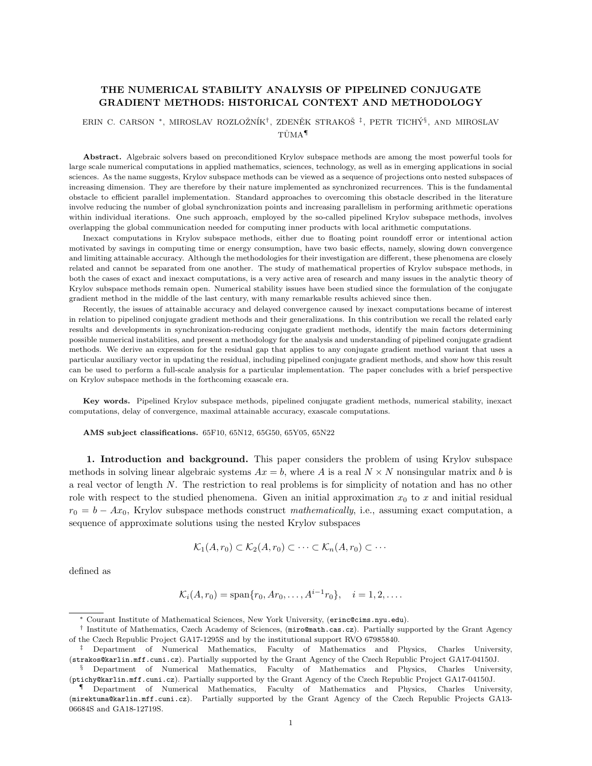# THE NUMERICAL STABILITY ANALYSIS OF PIPELINED CONJUGATE GRADIENT METHODS: HISTORICAL CONTEXT AND METHODOLOGY

ERIN C. CARSON [*], MIROSLAV ROZLOŽNÍK [†], ZDENĚK STRAKOŠ [‡], PETR TICHÝ [§], AND MIROSLAV TŮMA [¶]

**Abstract.** Algebraic solvers based on preconditioned Krylov subspace methods are among the most powerful tools for large scale numerical computations in applied mathematics, sciences, technology, as well as in emerging applications in social sciences. As the name suggests, Krylov subspace methods can be viewed as a sequence of projections onto nested subspaces of increasing dimension. They are therefore by their nature implemented as synchronized recurrences. This is the fundamental obstacle to efficient parallel implementation. Standard approaches to overcoming this obstacle described in the literature involve reducing the number of global synchronization points and increasing parallelism in performing arithmetic operations within individual iterations. One such approach, employed by the so-called pipelined Krylov subspace methods, involves overlapping the global communication needed for computing inner products with local arithmetic computations.

Inexact computations in Krylov subspace methods, either due to floating point roundoff error or intentional action motivated by savings in computing time or energy consumption, have two basic effects, namely, slowing down convergence and limiting attainable accuracy. Although the methodologies for their investigation are different, these phenomena are closely related and cannot be separated from one another. The study of mathematical properties of Krylov subspace methods, in both the cases of exact and inexact computations, is a very active area of research and many issues in the analytic theory of Krylov subspace methods remain open. Numerical stability issues have been studied since the formulation of the conjugate gradient method in the middle of the last century, with many remarkable results achieved since then.

Recently, the issues of attainable accuracy and delayed convergence caused by inexact computations became of interest in relation to pipelined conjugate gradient methods and their generalizations. In this contribution we recall the related early results and developments in synchronization-reducing conjugate gradient methods, identify the main factors determining possible numerical instabilities, and present a methodology for the analysis and understanding of pipelined conjugate gradient methods. We derive an expression for the residual gap that applies to any conjugate gradient method variant that uses a particular auxiliary vector in updating the residual, including pipelined conjugate gradient methods, and show how this result can be used to perform a full-scale analysis for a particular implementation. The paper concludes with a brief perspective on Krylov subspace methods in the forthcoming exascale era.

**Key words.** Pipelined Krylov subspace methods, pipelined conjugate gradient methods, numerical stability, inexact computations, delay of convergence, maximal attainable accuracy, exascale computations.

**AMS subject classifications.** 65F10, 65N12, 65G50, 65Y05, 65N22

## 1. Introduction and background.

This paper considers the problem of using Krylov subspace methods in solving linear algebraic systems $Ax = b$, where $A$ is a real $N \times N$ nonsingular matrix and $b$ is a real vector of length $N$. The restriction to real problems is for simplicity of notation and has no other role with respect to the studied phenomena. Given an initial approximation $x_0$ to $x$ and initial residual $r_0 = b - Ax_0$, Krylov subspace methods construct *mathematically*, i.e., assuming exact computation, a sequence of approximate solutions using the nested Krylov subspaces

$$\mathcal{K}_1(A, r_0) \subset \mathcal{K}_2(A, r_0) \subset \cdots \subset \mathcal{K}_n(A, r_0) \subset \cdots$$

defined as

$$\mathcal{K}_i(A, r_0) = \text{span}\{r_0, Ar_0, \ldots, A^{i-1}r_0\}, \quad i = 1, 2, \ldots.$$

---

[*] Courant Institute of Mathematical Sciences, New York University, (erinc@cims.nyu.edu).

[†] Institute of Mathematics, Czech Academy of Sciences, (miro@math.cas.cz). Partially supported by the Grant Agency of the Czech Republic Project GA17-1295S and by the institutional support RVO 67985840.

[‡] Department of Numerical Mathematics, Faculty of Mathematics and Physics, Charles University, (strakos@karlin.mff.cuni.cz). Partially supported by the Grant Agency of the Czech Republic Project GA17-04150J.

[§] Department of Numerical Mathematics, Faculty of Mathematics and Physics, Charles University, (ptichy@karlin.mff.cuni.cz). Partially supported by the Grant Agency of the Czech Republic Project GA17-04150J.

[¶] Department of Numerical Mathematics, Faculty of Mathematics and Physics, Charles University, (mirektuma@karlin.mff.cuni.cz). Partially supported by the Grant Agency of the Czech Republic Projects GA13-06684S and GA18-12719S.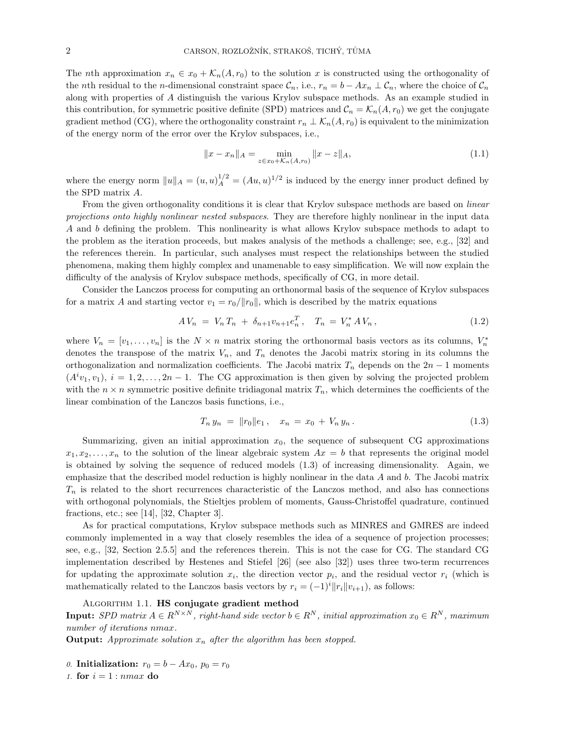The $n$th approximation $x_n \in x_0 + \mathcal{K}_n(A, r_0)$ to the solution $x$ is constructed using the orthogonality of the $n$th residual to the $n$-dimensional constraint space $\mathcal{C}_n$, i.e., $r_n = b - Ax_n \perp \mathcal{C}_n$, where the choice of $\mathcal{C}_n$ along with properties of $A$ distinguish the various Krylov subspace methods. As an example studied in this contribution, for symmetric positive definite (SPD) matrices and $\mathcal{C}_n = \mathcal{K}_n(A, r_0)$ we get the conjugate gradient method (CG), where the orthogonality constraint $r_n \perp \mathcal{K}_n(A, r_0)$ is equivalent to the minimization of the energy norm of the error over the Krylov subspaces, i.e.,

$$\|x - x_n\|_A = \min_{z \in x_0 + \mathcal{K}_n(A, r_0)} \|x - z\|_A, \tag{1.1}$$

where the energy norm $\|u\|_A = (u, u)_A^{1/2} = (Au, u)^{1/2}$ is induced by the energy inner product defined by the SPD matrix $A$.

From the given orthogonality conditions it is clear that Krylov subspace methods are based on *linear projections onto highly nonlinear nested subspaces*. They are therefore highly nonlinear in the input data $A$ and $b$ defining the problem. This nonlinearity is what allows Krylov subspace methods to adapt to the problem as the iteration proceeds, but makes analysis of the methods a challenge; see, e.g., [32] and the references therein. In particular, such analyses must respect the relationships between the studied phenomena, making them highly complex and unamenable to easy simplification. We will now explain the difficulty of the analysis of Krylov subspace methods, specifically of CG, in more detail.

Consider the Lanczos process for computing an orthonormal basis of the sequence of Krylov subspaces for a matrix $A$ and starting vector $v_1 = r_0/\|r_0\|$, which is described by the matrix equations

$$A\,V_n \;=\; V_n\,T_n \;+\; \delta_{n+1} v_{n+1} e_n^T\,, \quad T_n \;=\; V_n^*\,A\,V_n\,, \tag{1.2}$$

where $V_n = [v_1, \ldots, v_n]$ is the $N \times n$ matrix storing the orthonormal basis vectors as its columns, $V_n^*$ denotes the transpose of the matrix $V_n$, and $T_n$ denotes the Jacobi matrix storing in its columns the orthogonalization and normalization coefficients. The Jacobi matrix $T_n$ depends on the $2n-1$ moments $(A^i v_1, v_1)$, $i = 1, 2, \ldots, 2n-1$. The CG approximation is then given by solving the projected problem with the $n \times n$ symmetric positive definite tridiagonal matrix $T_n$, which determines the coefficients of the linear combination of the Lanczos basis functions, i.e.,

$$T_n\,y_n \;=\; \|r_0\| e_1\,, \quad x_n \;=\; x_0 \,+\, V_n\,y_n\,. \tag{1.3}$$

Summarizing, given an initial approximation $x_0$, the sequence of subsequent CG approximations $x_1, x_2, \ldots, x_n$ to the solution of the linear algebraic system $Ax = b$ that represents the original model is obtained by solving the sequence of reduced models (1.3) of increasing dimensionality. Again, we emphasize that the described model reduction is highly nonlinear in the data $A$ and $b$. The Jacobi matrix $T_n$ is related to the short recurrences characteristic of the Lanczos method, and also has connections with orthogonal polynomials, the Stieltjes problem of moments, Gauss-Christoffel quadrature, continued fractions, etc.; see [14], [32, Chapter 3].

As for practical computations, Krylov subspace methods such as MINRES and GMRES are indeed commonly implemented in a way that closely resembles the idea of a sequence of projection processes; see, e.g., [32, Section 2.5.5] and the references therein. This is not the case for CG. The standard CG implementation described by Hestenes and Stiefel [26] (see also [32]) uses three two-term recurrences for updating the approximate solution $x_i$, the direction vector $p_i$, and the residual vector $r_i$ (which is mathematically related to the Lanczos basis vectors by $r_i = (-1)^i \|r_i\| v_{i+1}$), as follows:

Algorithm 1.1. **HS conjugate gradient method**

**Input:** *SPD matrix $A \in R^{N\times N}$, right-hand side vector $b \in R^N$, initial approximation $x_0 \in R^N$, maximum number of iterations nmax.*

**Output:** *Approximate solution $x_n$ after the algorithm has been stopped.*

*0.* **Initialization:** $r_0 = b - Ax_0$, $p_0 = r_0$

*1.* **for** $i = 1 : nmax$ **do**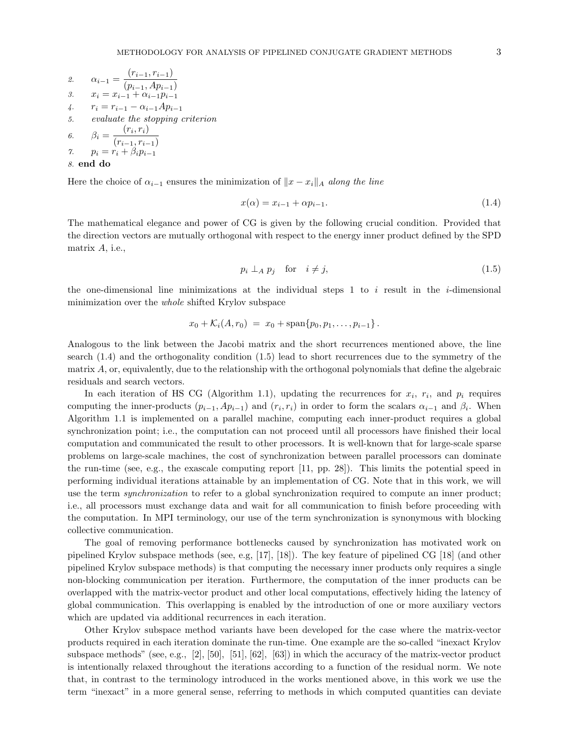2. $\alpha_{i-1} = \dfrac{(r_{i-1}, r_{i-1})}{(p_{i-1}, Ap_{i-1})}$
3. $x_i = x_{i-1} + \alpha_{i-1} p_{i-1}$
4. $r_i = r_{i-1} - \alpha_{i-1} A p_{i-1}$
5. *evaluate the stopping criterion*
6. $\beta_i = \dfrac{(r_i, r_i)}{(r_{i-1}, r_{i-1})}$
7. $p_i = r_i + \beta_i p_{i-1}$
8. **end do**

Here the choice of $\alpha_{i-1}$ ensures the minimization of $\|x - x_i\|_A$ *along the line*

$$x(\alpha) = x_{i-1} + \alpha p_{i-1}. \tag{1.4}$$

The mathematical elegance and power of CG is given by the following crucial condition. Provided that the direction vectors are mutually orthogonal with respect to the energy inner product defined by the SPD matrix $A$, i.e.,

$$p_i \perp_A p_j \quad \text{for} \quad i \neq j, \tag{1.5}$$

the one-dimensional line minimizations at the individual steps 1 to $i$ result in the $i$-dimensional minimization over the *whole* shifted Krylov subspace

$$x_0 + \mathcal{K}_i(A, r_0) \ = \ x_0 + \text{span}\{p_0, p_1, \ldots, p_{i-1}\}\,.$$

Analogous to the link between the Jacobi matrix and the short recurrences mentioned above, the line search (1.4) and the orthogonality condition (1.5) lead to short recurrences due to the symmetry of the matrix $A$, or, equivalently, due to the relationship with the orthogonal polynomials that define the algebraic residuals and search vectors.

In each iteration of HS CG (Algorithm 1.1), updating the recurrences for $x_i$, $r_i$, and $p_i$ requires computing the inner-products $(p_{i-1}, Ap_{i-1})$ and $(r_i, r_i)$ in order to form the scalars $\alpha_{i-1}$ and $\beta_i$. When Algorithm 1.1 is implemented on a parallel machine, computing each inner-product requires a global synchronization point; i.e., the computation can not proceed until all processors have finished their local computation and communicated the result to other processors. It is well-known that for large-scale sparse problems on large-scale machines, the cost of synchronization between parallel processors can dominate the run-time (see, e.g., the exascale computing report [11, pp. 28]). This limits the potential speed in performing individual iterations attainable by an implementation of CG. Note that in this work, we will use the term *synchronization* to refer to a global synchronization required to compute an inner product; i.e., all processors must exchange data and wait for all communication to finish before proceeding with the computation. In MPI terminology, our use of the term synchronization is synonymous with blocking collective communication.

The goal of removing performance bottlenecks caused by synchronization has motivated work on pipelined Krylov subspace methods (see, e.g, [17], [18]). The key feature of pipelined CG [18] (and other pipelined Krylov subspace methods) is that computing the necessary inner products only requires a single non-blocking communication per iteration. Furthermore, the computation of the inner products can be overlapped with the matrix-vector product and other local computations, effectively hiding the latency of global communication. This overlapping is enabled by the introduction of one or more auxiliary vectors which are updated via additional recurrences in each iteration.

Other Krylov subspace method variants have been developed for the case where the matrix-vector products required in each iteration dominate the run-time. One example are the so-called "inexact Krylov subspace methods" (see, e.g., [2], [50], [51], [62], [63]) in which the accuracy of the matrix-vector product is intentionally relaxed throughout the iterations according to a function of the residual norm. We note that, in contrast to the terminology introduced in the works mentioned above, in this work we use the term "inexact" in a more general sense, referring to methods in which computed quantities can deviate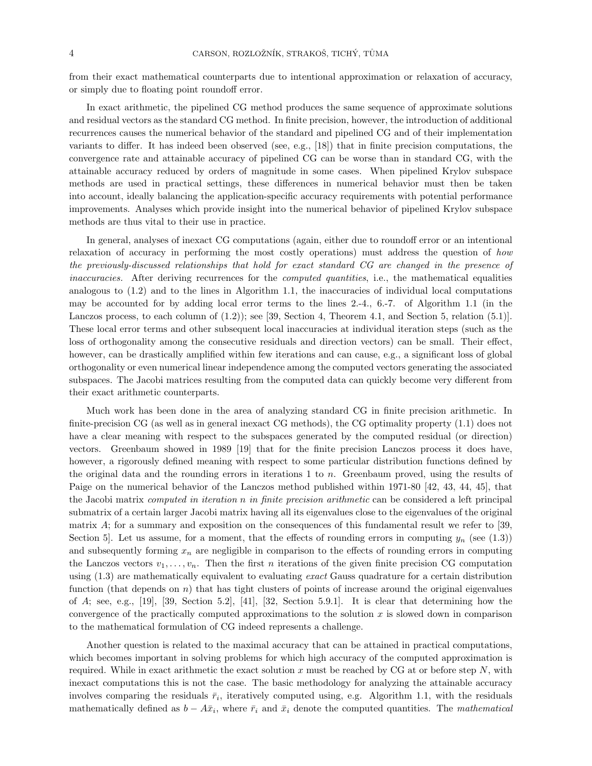from their exact mathematical counterparts due to intentional approximation or relaxation of accuracy, or simply due to floating point roundoff error.

In exact arithmetic, the pipelined CG method produces the same sequence of approximate solutions and residual vectors as the standard CG method. In finite precision, however, the introduction of additional recurrences causes the numerical behavior of the standard and pipelined CG and of their implementation variants to differ. It has indeed been observed (see, e.g., [18]) that in finite precision computations, the convergence rate and attainable accuracy of pipelined CG can be worse than in standard CG, with the attainable accuracy reduced by orders of magnitude in some cases. When pipelined Krylov subspace methods are used in practical settings, these differences in numerical behavior must then be taken into account, ideally balancing the application-specific accuracy requirements with potential performance improvements. Analyses which provide insight into the numerical behavior of pipelined Krylov subspace methods are thus vital to their use in practice.

In general, analyses of inexact CG computations (again, either due to roundoff error or an intentional relaxation of accuracy in performing the most costly operations) must address the question of *how the previously-discussed relationships that hold for exact standard CG are changed in the presence of inaccuracies.* After deriving recurrences for the *computed quantities*, i.e., the mathematical equalities analogous to (1.2) and to the lines in Algorithm 1.1, the inaccuracies of individual local computations may be accounted for by adding local error terms to the lines 2.-4., 6.-7. of Algorithm 1.1 (in the Lanczos process, to each column of (1.2)); see [39, Section 4, Theorem 4.1, and Section 5, relation (5.1)]. These local error terms and other subsequent local inaccuracies at individual iteration steps (such as the loss of orthogonality among the consecutive residuals and direction vectors) can be small. Their effect, however, can be drastically amplified within few iterations and can cause, e.g., a significant loss of global orthogonality or even numerical linear independence among the computed vectors generating the associated subspaces. The Jacobi matrices resulting from the computed data can quickly become very different from their exact arithmetic counterparts.

Much work has been done in the area of analyzing standard CG in finite precision arithmetic. In finite-precision CG (as well as in general inexact CG methods), the CG optimality property (1.1) does not have a clear meaning with respect to the subspaces generated by the computed residual (or direction) vectors. Greenbaum showed in 1989 [19] that for the finite precision Lanczos process it does have, however, a rigorously defined meaning with respect to some particular distribution functions defined by the original data and the rounding errors in iterations 1 to $n$. Greenbaum proved, using the results of Paige on the numerical behavior of the Lanczos method published within 1971-80 [42, 43, 44, 45], that the Jacobi matrix *computed in iteration $n$ in finite precision arithmetic* can be considered a left principal submatrix of a certain larger Jacobi matrix having all its eigenvalues close to the eigenvalues of the original matrix $A$; for a summary and exposition on the consequences of this fundamental result we refer to [39, Section 5]. Let us assume, for a moment, that the effects of rounding errors in computing $y_n$ (see (1.3)) and subsequently forming $x_n$ are negligible in comparison to the effects of rounding errors in computing the Lanczos vectors $v_1, \ldots, v_n$. Then the first $n$ iterations of the given finite precision CG computation using (1.3) are mathematically equivalent to evaluating *exact* Gauss quadrature for a certain distribution function (that depends on $n$) that has tight clusters of points of increase around the original eigenvalues of $A$; see, e.g., [19], [39, Section 5.2], [41], [32, Section 5.9.1]. It is clear that determining how the convergence of the practically computed approximations to the solution $x$ is slowed down in comparison to the mathematical formulation of CG indeed represents a challenge.

Another question is related to the maximal accuracy that can be attained in practical computations, which becomes important in solving problems for which high accuracy of the computed approximation is required. While in exact arithmetic the exact solution $x$ must be reached by CG at or before step $N$, with inexact computations this is not the case. The basic methodology for analyzing the attainable accuracy involves comparing the residuals $\bar{r}_i$, iteratively computed using, e.g. Algorithm 1.1, with the residuals mathematically defined as $b - A\bar{x}_i$, where $\bar{r}_i$ and $\bar{x}_i$ denote the computed quantities. The *mathematical*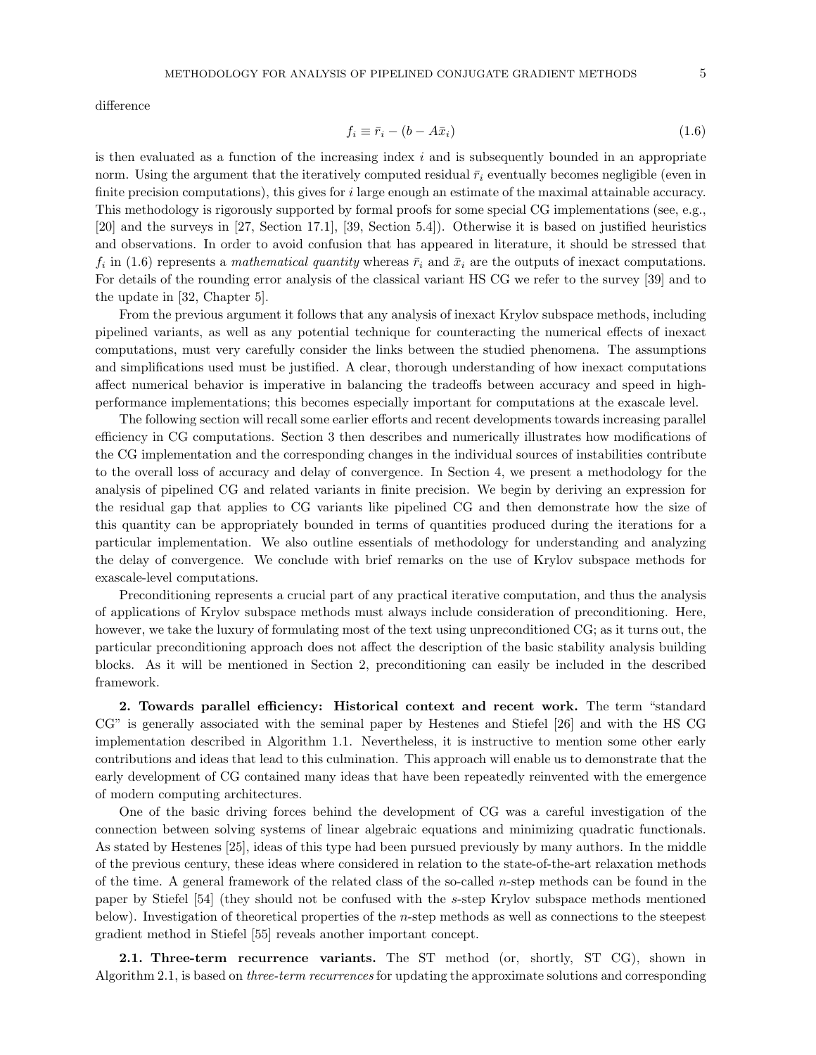difference

$$f_i \equiv \bar{r}_i - (b - A\bar{x}_i) \tag{1.6}$$

is then evaluated as a function of the increasing index $i$ and is subsequently bounded in an appropriate norm. Using the argument that the iteratively computed residual $\bar{r}_i$ eventually becomes negligible (even in finite precision computations), this gives for $i$ large enough an estimate of the maximal attainable accuracy. This methodology is rigorously supported by formal proofs for some special CG implementations (see, e.g., [20] and the surveys in [27, Section 17.1], [39, Section 5.4]). Otherwise it is based on justified heuristics and observations. In order to avoid confusion that has appeared in literature, it should be stressed that $f_i$ in (1.6) represents a *mathematical quantity* whereas $\bar{r}_i$ and $\bar{x}_i$ are the outputs of inexact computations. For details of the rounding error analysis of the classical variant HS CG we refer to the survey [39] and to the update in [32, Chapter 5].

From the previous argument it follows that any analysis of inexact Krylov subspace methods, including pipelined variants, as well as any potential technique for counteracting the numerical effects of inexact computations, must very carefully consider the links between the studied phenomena. The assumptions and simplifications used must be justified. A clear, thorough understanding of how inexact computations affect numerical behavior is imperative in balancing the tradeoffs between accuracy and speed in high-performance implementations; this becomes especially important for computations at the exascale level.

The following section will recall some earlier efforts and recent developments towards increasing parallel efficiency in CG computations. Section 3 then describes and numerically illustrates how modifications of the CG implementation and the corresponding changes in the individual sources of instabilities contribute to the overall loss of accuracy and delay of convergence. In Section 4, we present a methodology for the analysis of pipelined CG and related variants in finite precision. We begin by deriving an expression for the residual gap that applies to CG variants like pipelined CG and then demonstrate how the size of this quantity can be appropriately bounded in terms of quantities produced during the iterations for a particular implementation. We also outline essentials of methodology for understanding and analyzing the delay of convergence. We conclude with brief remarks on the use of Krylov subspace methods for exascale-level computations.

Preconditioning represents a crucial part of any practical iterative computation, and thus the analysis of applications of Krylov subspace methods must always include consideration of preconditioning. Here, however, we take the luxury of formulating most of the text using unpreconditioned CG; as it turns out, the particular preconditioning approach does not affect the description of the basic stability analysis building blocks. As it will be mentioned in Section 2, preconditioning can easily be included in the described framework.

## 2. Towards parallel efficiency: Historical context and recent work.

The term "standard CG" is generally associated with the seminal paper by Hestenes and Stiefel [26] and with the HS CG implementation described in Algorithm 1.1. Nevertheless, it is instructive to mention some other early contributions and ideas that lead to this culmination. This approach will enable us to demonstrate that the early development of CG contained many ideas that have been repeatedly reinvented with the emergence of modern computing architectures.

One of the basic driving forces behind the development of CG was a careful investigation of the connection between solving systems of linear algebraic equations and minimizing quadratic functionals. As stated by Hestenes [25], ideas of this type had been pursued previously by many authors. In the middle of the previous century, these ideas where considered in relation to the state-of-the-art relaxation methods of the time. A general framework of the related class of the so-called $n$-step methods can be found in the paper by Stiefel [54] (they should not be confused with the $s$-step Krylov subspace methods mentioned below). Investigation of theoretical properties of the $n$-step methods as well as connections to the steepest gradient method in Stiefel [55] reveals another important concept.

### 2.1. Three-term recurrence variants.

The ST method (or, shortly, ST CG), shown in Algorithm 2.1, is based on *three-term recurrences* for updating the approximate solutions and corresponding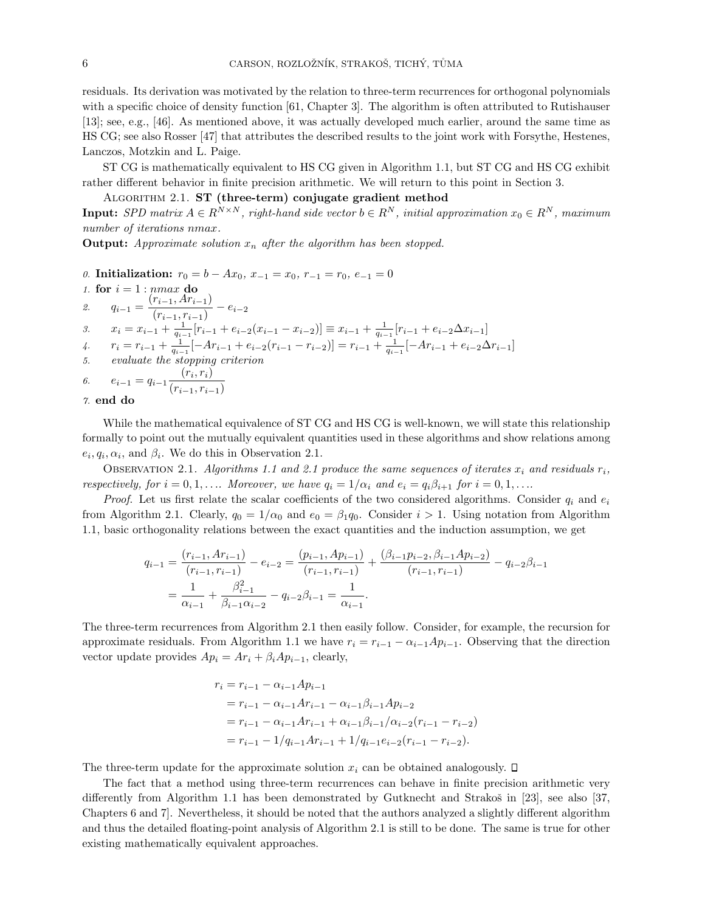residuals. Its derivation was motivated by the relation to three-term recurrences for orthogonal polynomials with a specific choice of density function [61, Chapter 3]. The algorithm is often attributed to Rutishauser [13]; see, e.g., [46]. As mentioned above, it was actually developed much earlier, around the same time as HS CG; see also Rosser [47] that attributes the described results to the joint work with Forsythe, Hestenes, Lanczos, Motzkin and L. Paige.

ST CG is mathematically equivalent to HS CG given in Algorithm 1.1, but ST CG and HS CG exhibit rather different behavior in finite precision arithmetic. We will return to this point in Section 3.

Algorithm 2.1. **ST (three-term) conjugate gradient method**

**Input:** *SPD matrix $A \in R^{N\times N}$, right-hand side vector $b \in R^N$, initial approximation $x_0 \in R^N$, maximum number of iterations nmax.*

**Output:** *Approximate solution $x_n$ after the algorithm has been stopped.*

0. **Initialization:** $r_0 = b - Ax_0$, $x_{-1} = x_0$, $r_{-1} = r_0$, $e_{-1} = 0$
1. **for** $i = 1 : nmax$ **do**
2. $\quad q_{i-1} = \dfrac{(r_{i-1}, Ar_{i-1})}{(r_{i-1}, r_{i-1})} - e_{i-2}$
3. $\quad x_i = x_{i-1} + \frac{1}{q_{i-1}}[r_{i-1} + e_{i-2}(x_{i-1} - x_{i-2})] \equiv x_{i-1} + \frac{1}{q_{i-1}}[r_{i-1} + e_{i-2}\Delta x_{i-1}]$
4. $\quad r_i = r_{i-1} + \frac{1}{q_{i-1}}[-Ar_{i-1} + e_{i-2}(r_{i-1} - r_{i-2})] = r_{i-1} + \frac{1}{q_{i-1}}[-Ar_{i-1} + e_{i-2}\Delta r_{i-1}]$
5. $\quad$ *evaluate the stopping criterion*
6. $\quad e_{i-1} = q_{i-1}\dfrac{(r_i, r_i)}{(r_{i-1}, r_{i-1})}$
7. **end do**

While the mathematical equivalence of ST CG and HS CG is well-known, we will state this relationship formally to point out the mutually equivalent quantities used in these algorithms and show relations among $e_i, q_i, \alpha_i$, and $\beta_i$. We do this in Observation 2.1.

Observation 2.1. *Algorithms 1.1 and 2.1 produce the same sequences of iterates $x_i$ and residuals $r_i$, respectively, for $i = 0, 1, \ldots$. Moreover, we have $q_i = 1/\alpha_i$ and $e_i = q_i\beta_{i+1}$ for $i = 0, 1, \ldots$.*

*Proof.* Let us first relate the scalar coefficients of the two considered algorithms. Consider $q_i$ and $e_i$ from Algorithm 2.1. Clearly, $q_0 = 1/\alpha_0$ and $e_0 = \beta_1 q_0$. Consider $i > 1$. Using notation from Algorithm 1.1, basic orthogonality relations between the exact quantities and the induction assumption, we get

$$
\begin{aligned}
q_{i-1} &= \frac{(r_{i-1}, Ar_{i-1})}{(r_{i-1}, r_{i-1})} - e_{i-2} = \frac{(p_{i-1}, Ap_{i-1})}{(r_{i-1}, r_{i-1})} + \frac{(\beta_{i-1}p_{i-2}, \beta_{i-1}Ap_{i-2})}{(r_{i-1}, r_{i-1})} - q_{i-2}\beta_{i-1} \\
&= \frac{1}{\alpha_{i-1}} + \frac{\beta_{i-1}^2}{\beta_{i-1}\alpha_{i-2}} - q_{i-2}\beta_{i-1} = \frac{1}{\alpha_{i-1}}.
\end{aligned}
$$

The three-term recurrences from Algorithm 2.1 then easily follow. Consider, for example, the recursion for approximate residuals. From Algorithm 1.1 we have $r_i = r_{i-1} - \alpha_{i-1}Ap_{i-1}$. Observing that the direction vector update provides $Ap_i = Ar_i + \beta_i Ap_{i-1}$, clearly,

$$
\begin{aligned}
r_i &= r_{i-1} - \alpha_{i-1}Ap_{i-1} \\
&= r_{i-1} - \alpha_{i-1}Ar_{i-1} - \alpha_{i-1}\beta_{i-1}Ap_{i-2} \\
&= r_{i-1} - \alpha_{i-1}Ar_{i-1} + \alpha_{i-1}\beta_{i-1}/\alpha_{i-2}(r_{i-1} - r_{i-2}) \\
&= r_{i-1} - 1/q_{i-1}Ar_{i-1} + 1/q_{i-1}e_{i-2}(r_{i-1} - r_{i-2}).
\end{aligned}
$$

The three-term update for the approximate solution $x_i$ can be obtained analogously. ☐

The fact that a method using three-term recurrences can behave in finite precision arithmetic very differently from Algorithm 1.1 has been demonstrated by Gutknecht and Strakoš in [23], see also [37, Chapters 6 and 7]. Nevertheless, it should be noted that the authors analyzed a slightly different algorithm and thus the detailed floating-point analysis of Algorithm 2.1 is still to be done. The same is true for other existing mathematically equivalent approaches.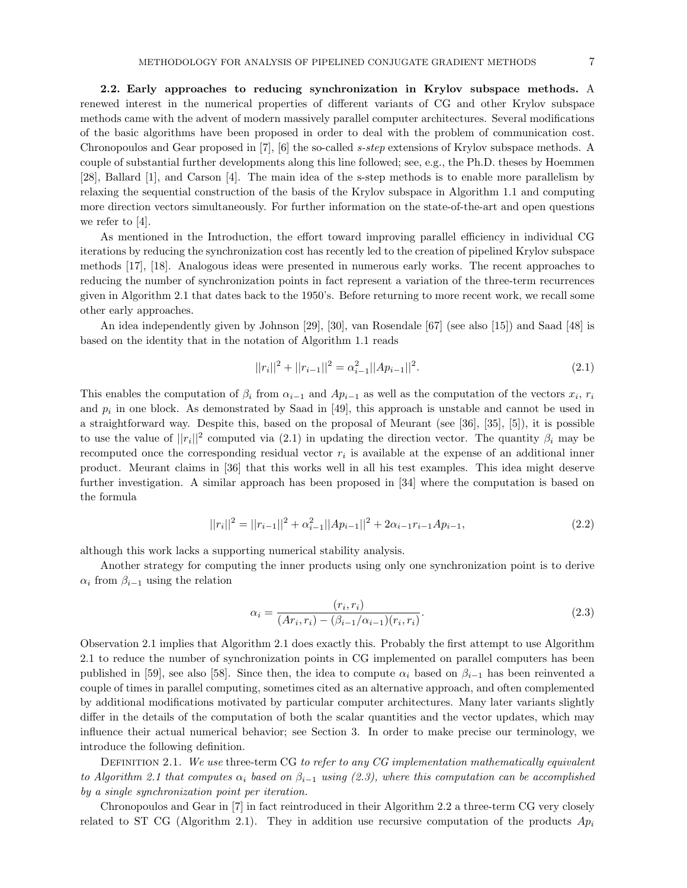**2.2. Early approaches to reducing synchronization in Krylov subspace methods.** A renewed interest in the numerical properties of different variants of CG and other Krylov subspace methods came with the advent of modern massively parallel computer architectures. Several modifications of the basic algorithms have been proposed in order to deal with the problem of communication cost. Chronopoulos and Gear proposed in [7], [6] the so-called *s-step* extensions of Krylov subspace methods. A couple of substantial further developments along this line followed; see, e.g., the Ph.D. theses by Hoemmen [28], Ballard [1], and Carson [4]. The main idea of the s-step methods is to enable more parallelism by relaxing the sequential construction of the basis of the Krylov subspace in Algorithm 1.1 and computing more direction vectors simultaneously. For further information on the state-of-the-art and open questions we refer to [4].

As mentioned in the Introduction, the effort toward improving parallel efficiency in individual CG iterations by reducing the synchronization cost has recently led to the creation of pipelined Krylov subspace methods [17], [18]. Analogous ideas were presented in numerous early works. The recent approaches to reducing the number of synchronization points in fact represent a variation of the three-term recurrences given in Algorithm 2.1 that dates back to the 1950's. Before returning to more recent work, we recall some other early approaches.

An idea independently given by Johnson [29], [30], van Rosendale [67] (see also [15]) and Saad [48] is based on the identity that in the notation of Algorithm 1.1 reads

$$||r_i||^2 + ||r_{i-1}||^2 = \alpha_{i-1}^2 ||Ap_{i-1}||^2. \tag{2.1}$$

This enables the computation of $\beta_i$ from $\alpha_{i-1}$ and $Ap_{i-1}$ as well as the computation of the vectors $x_i$, $r_i$ and $p_i$ in one block. As demonstrated by Saad in [49], this approach is unstable and cannot be used in a straightforward way. Despite this, based on the proposal of Meurant (see [36], [35], [5]), it is possible to use the value of $||r_i||^2$ computed via (2.1) in updating the direction vector. The quantity $\beta_i$ may be recomputed once the corresponding residual vector $r_i$ is available at the expense of an additional inner product. Meurant claims in [36] that this works well in all his test examples. This idea might deserve further investigation. A similar approach has been proposed in [34] where the computation is based on the formula

$$||r_i||^2 = ||r_{i-1}||^2 + \alpha_{i-1}^2 ||Ap_{i-1}||^2 + 2\alpha_{i-1} r_{i-1} Ap_{i-1}, \tag{2.2}$$

although this work lacks a supporting numerical stability analysis.

Another strategy for computing the inner products using only one synchronization point is to derive $\alpha_i$ from $\beta_{i-1}$ using the relation

$$\alpha_i = \frac{(r_i, r_i)}{(Ar_i, r_i) - (\beta_{i-1}/\alpha_{i-1})(r_i, r_i)}. \tag{2.3}$$

Observation 2.1 implies that Algorithm 2.1 does exactly this. Probably the first attempt to use Algorithm 2.1 to reduce the number of synchronization points in CG implemented on parallel computers has been published in [59], see also [58]. Since then, the idea to compute $\alpha_i$ based on $\beta_{i-1}$ has been reinvented a couple of times in parallel computing, sometimes cited as an alternative approach, and often complemented by additional modifications motivated by particular computer architectures. Many later variants slightly differ in the details of the computation of both the scalar quantities and the vector updates, which may influence their actual numerical behavior; see Section 3. In order to make precise our terminology, we introduce the following definition.

Definition 2.1. *We use* three-term CG *to refer to any CG implementation mathematically equivalent to Algorithm 2.1 that computes $\alpha_i$ based on $\beta_{i-1}$ using (2.3), where this computation can be accomplished by a single synchronization point per iteration.*

Chronopoulos and Gear in [7] in fact reintroduced in their Algorithm 2.2 a three-term CG very closely related to ST CG (Algorithm 2.1). They in addition use recursive computation of the products $Ap_i$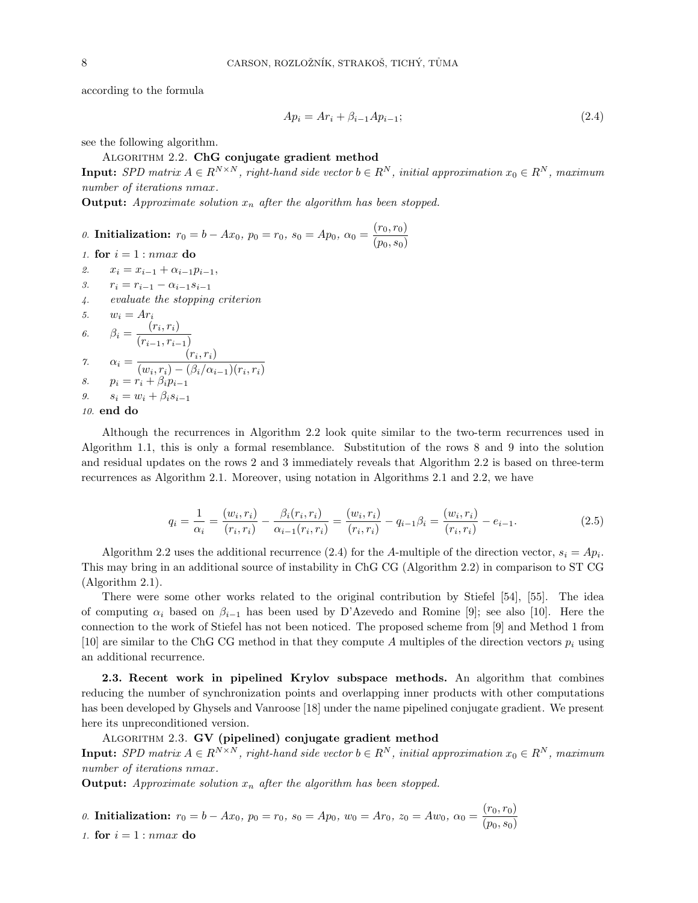according to the formula

$$Ap_i = Ar_i + \beta_{i-1} Ap_{i-1}; \tag{2.4}$$

see the following algorithm.

ALGORITHM 2.2. **ChG conjugate gradient method**

**Input:** *SPD matrix $A \in R^{N\times N}$, right-hand side vector $b \in R^N$, initial approximation $x_0 \in R^N$, maximum number of iterations nmax.*

**Output:** *Approximate solution $x_n$ after the algorithm has been stopped.*

*0.* **Initialization:** $r_0 = b - Ax_0$, $p_0 = r_0$, $s_0 = Ap_0$, $\alpha_0 = \dfrac{(r_0, r_0)}{(p_0, s_0)}$

*1.* **for** $i = 1 : nmax$ **do**

*2.* $\quad x_i = x_{i-1} + \alpha_{i-1} p_{i-1}$,

*3.* $\quad r_i = r_{i-1} - \alpha_{i-1} s_{i-1}$

*4.* $\quad$ *evaluate the stopping criterion*

*5.* $\quad w_i = Ar_i$

*6.* $\quad \beta_i = \dfrac{(r_i, r_i)}{(r_{i-1}, r_{i-1})}$

*7.* $\quad \alpha_i = \dfrac{(r_i, r_i)}{(w_i, r_i) - (\beta_i/\alpha_{i-1})(r_i, r_i)}$

*8.* $\quad p_i = r_i + \beta_i p_{i-1}$

*9.* $\quad s_i = w_i + \beta_i s_{i-1}$

*10.* **end do**

Although the recurrences in Algorithm 2.2 look quite similar to the two-term recurrences used in Algorithm 1.1, this is only a formal resemblance. Substitution of the rows 8 and 9 into the solution and residual updates on the rows 2 and 3 immediately reveals that Algorithm 2.2 is based on three-term recurrences as Algorithm 2.1. Moreover, using notation in Algorithms 2.1 and 2.2, we have

$$q_i = \frac{1}{\alpha_i} = \frac{(w_i, r_i)}{(r_i, r_i)} - \frac{\beta_i (r_i, r_i)}{\alpha_{i-1}(r_i, r_i)} = \frac{(w_i, r_i)}{(r_i, r_i)} - q_{i-1}\beta_i = \frac{(w_i, r_i)}{(r_i, r_i)} - e_{i-1}. \tag{2.5}$$

Algorithm 2.2 uses the additional recurrence (2.4) for the $A$-multiple of the direction vector, $s_i = Ap_i$. This may bring in an additional source of instability in ChG CG (Algorithm 2.2) in comparison to ST CG (Algorithm 2.1).

There were some other works related to the original contribution by Stiefel [54], [55]. The idea of computing $\alpha_i$ based on $\beta_{i-1}$ has been used by D'Azevedo and Romine [9]; see also [10]. Here the connection to the work of Stiefel has not been noticed. The proposed scheme from [9] and Method 1 from [10] are similar to the ChG CG method in that they compute $A$ multiples of the direction vectors $p_i$ using an additional recurrence.

**2.3. Recent work in pipelined Krylov subspace methods.** An algorithm that combines reducing the number of synchronization points and overlapping inner products with other computations has been developed by Ghysels and Vanroose [18] under the name pipelined conjugate gradient. We present here its unpreconditioned version.

ALGORITHM 2.3. **GV (pipelined) conjugate gradient method**

**Input:** *SPD matrix $A \in R^{N\times N}$, right-hand side vector $b \in R^N$, initial approximation $x_0 \in R^N$, maximum number of iterations nmax.*

**Output:** *Approximate solution $x_n$ after the algorithm has been stopped.*

*0.* **Initialization:** $r_0 = b - Ax_0$, $p_0 = r_0$, $s_0 = Ap_0$, $w_0 = Ar_0$, $z_0 = Aw_0$, $\alpha_0 = \dfrac{(r_0, r_0)}{(p_0, s_0)}$

*1.* **for** $i = 1 : nmax$ **do**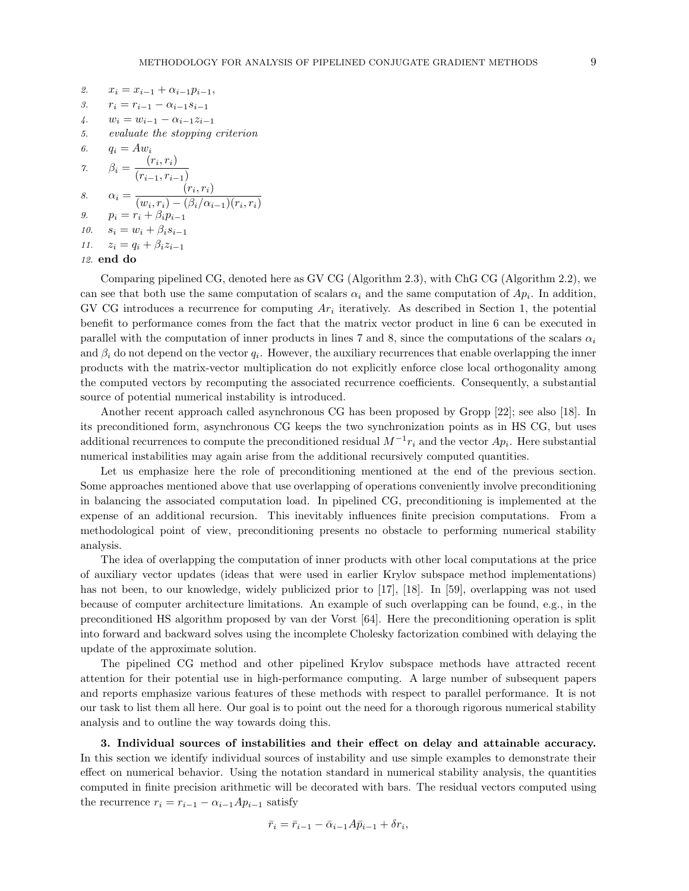2. $x_i = x_{i-1} + \alpha_{i-1} p_{i-1}$,
3. $r_i = r_{i-1} - \alpha_{i-1} s_{i-1}$
4. $w_i = w_{i-1} - \alpha_{i-1} z_{i-1}$
5. *evaluate the stopping criterion*
6. $q_i = A w_i$
7. $\beta_i = \dfrac{(r_i, r_i)}{(r_{i-1}, r_{i-1})}$
8. $\alpha_i = \dfrac{(r_i, r_i)}{(w_i, r_i) - (\beta_i/\alpha_{i-1})(r_i, r_i)}$
9. $p_i = r_i + \beta_i p_{i-1}$
10. $s_i = w_i + \beta_i s_{i-1}$
11. $z_i = q_i + \beta_i z_{i-1}$
12. **end do**

Comparing pipelined CG, denoted here as GV CG (Algorithm 2.3), with ChG CG (Algorithm 2.2), we can see that both use the same computation of scalars $\alpha_i$ and the same computation of $Ap_i$. In addition, GV CG introduces a recurrence for computing $Ar_i$ iteratively. As described in Section 1, the potential benefit to performance comes from the fact that the matrix vector product in line 6 can be executed in parallel with the computation of inner products in lines 7 and 8, since the computations of the scalars $\alpha_i$ and $\beta_i$ do not depend on the vector $q_i$. However, the auxiliary recurrences that enable overlapping the inner products with the matrix-vector multiplication do not explicitly enforce close local orthogonality among the computed vectors by recomputing the associated recurrence coefficients. Consequently, a substantial source of potential numerical instability is introduced.

Another recent approach called asynchronous CG has been proposed by Gropp [22]; see also [18]. In its preconditioned form, asynchronous CG keeps the two synchronization points as in HS CG, but uses additional recurrences to compute the preconditioned residual $M^{-1}r_i$ and the vector $Ap_i$. Here substantial numerical instabilities may again arise from the additional recursively computed quantities.

Let us emphasize here the role of preconditioning mentioned at the end of the previous section. Some approaches mentioned above that use overlapping of operations conveniently involve preconditioning in balancing the associated computation load. In pipelined CG, preconditioning is implemented at the expense of an additional recursion. This inevitably influences finite precision computations. From a methodological point of view, preconditioning presents no obstacle to performing numerical stability analysis.

The idea of overlapping the computation of inner products with other local computations at the price of auxiliary vector updates (ideas that were used in earlier Krylov subspace method implementations) has not been, to our knowledge, widely publicized prior to [17], [18]. In [59], overlapping was not used because of computer architecture limitations. An example of such overlapping can be found, e.g., in the preconditioned HS algorithm proposed by van der Vorst [64]. Here the preconditioning operation is split into forward and backward solves using the incomplete Cholesky factorization combined with delaying the update of the approximate solution.

The pipelined CG method and other pipelined Krylov subspace methods have attracted recent attention for their potential use in high-performance computing. A large number of subsequent papers and reports emphasize various features of these methods with respect to parallel performance. It is not our task to list them all here. Our goal is to point out the need for a thorough rigorous numerical stability analysis and to outline the way towards doing this.

## 3. Individual sources of instabilities and their effect on delay and attainable accuracy.

In this section we identify individual sources of instability and use simple examples to demonstrate their effect on numerical behavior. Using the notation standard in numerical stability analysis, the quantities computed in finite precision arithmetic will be decorated with bars. The residual vectors computed using the recurrence $r_i = r_{i-1} - \alpha_{i-1} A p_{i-1}$ satisfy

$$\bar{r}_i = \bar{r}_{i-1} - \bar{\alpha}_{i-1} A \bar{p}_{i-1} + \delta r_i,$$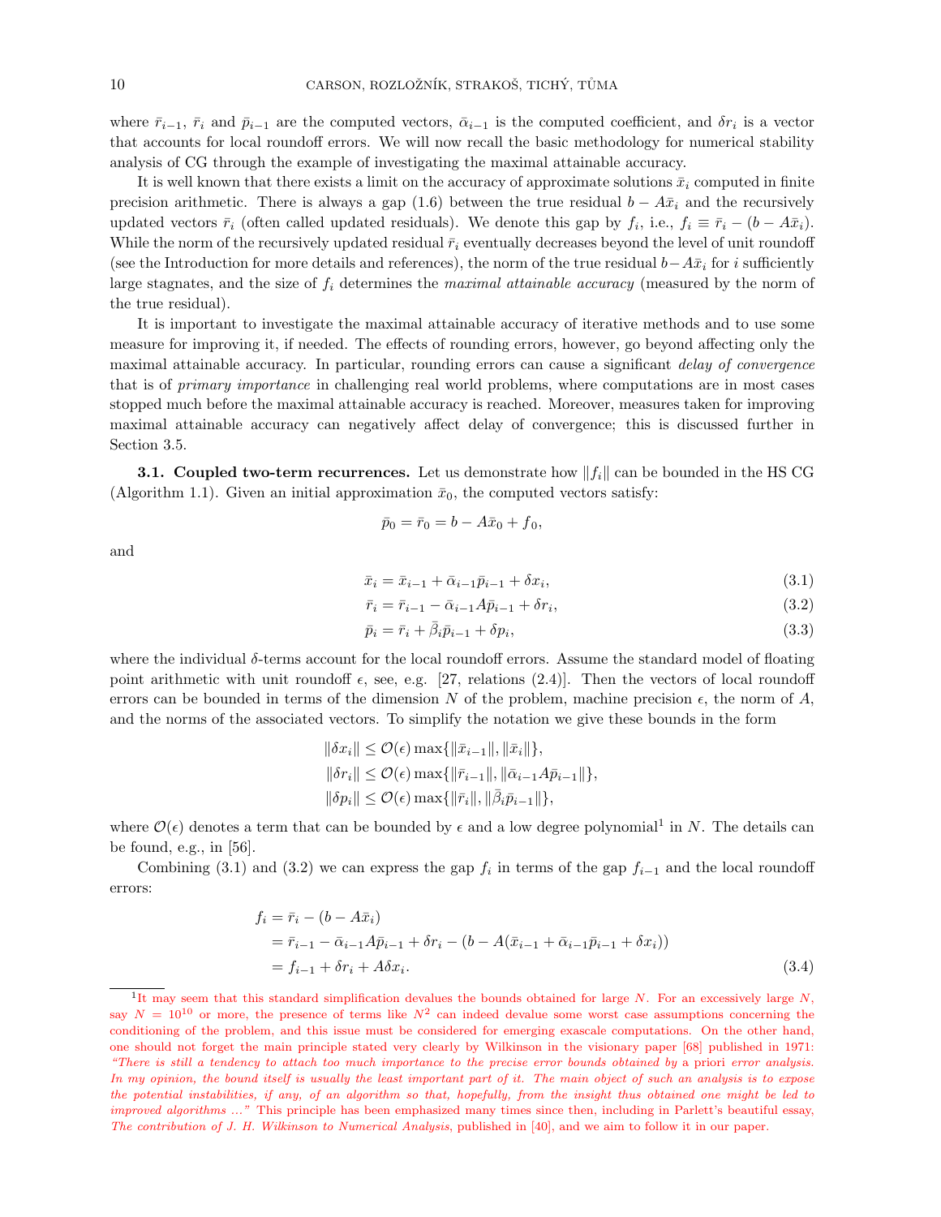where $\bar{r}_{i-1}$, $\bar{r}_i$ and $\bar{p}_{i-1}$ are the computed vectors, $\bar{\alpha}_{i-1}$ is the computed coefficient, and $\delta r_i$ is a vector that accounts for local roundoff errors. We will now recall the basic methodology for numerical stability analysis of CG through the example of investigating the maximal attainable accuracy.

It is well known that there exists a limit on the accuracy of approximate solutions $\bar{x}_i$ computed in finite precision arithmetic. There is always a gap (1.6) between the true residual $b - A\bar{x}_i$ and the recursively updated vectors $\bar{r}_i$ (often called updated residuals). We denote this gap by $f_i$, i.e., $f_i \equiv \bar{r}_i - (b - A\bar{x}_i)$. While the norm of the recursively updated residual $\bar{r}_i$ eventually decreases beyond the level of unit roundoff (see the Introduction for more details and references), the norm of the true residual $b - A\bar{x}_i$ for $i$ sufficiently large stagnates, and the size of $f_i$ determines the *maximal attainable accuracy* (measured by the norm of the true residual).

It is important to investigate the maximal attainable accuracy of iterative methods and to use some measure for improving it, if needed. The effects of rounding errors, however, go beyond affecting only the maximal attainable accuracy. In particular, rounding errors can cause a significant *delay of convergence* that is of *primary importance* in challenging real world problems, where computations are in most cases stopped much before the maximal attainable accuracy is reached. Moreover, measures taken for improving maximal attainable accuracy can negatively affect delay of convergence; this is discussed further in Section 3.5.

**3.1. Coupled two-term recurrences.** Let us demonstrate how $\|f_i\|$ can be bounded in the HS CG (Algorithm 1.1). Given an initial approximation $\bar{x}_0$, the computed vectors satisfy:

$$\bar{p}_0 = \bar{r}_0 = b - A\bar{x}_0 + f_0,$$

and

$$\bar{x}_i = \bar{x}_{i-1} + \bar{\alpha}_{i-1}\bar{p}_{i-1} + \delta x_i, \tag{3.1}$$

$$\bar{r}_i = \bar{r}_{i-1} - \bar{\alpha}_{i-1}A\bar{p}_{i-1} + \delta r_i, \tag{3.2}$$

$$\bar{p}_i = \bar{r}_i + \bar{\beta}_i\bar{p}_{i-1} + \delta p_i, \tag{3.3}$$

where the individual $\delta$-terms account for the local roundoff errors. Assume the standard model of floating point arithmetic with unit roundoff $\epsilon$, see, e.g. [27, relations (2.4)]. Then the vectors of local roundoff errors can be bounded in terms of the dimension $N$ of the problem, machine precision $\epsilon$, the norm of $A$, and the norms of the associated vectors. To simplify the notation we give these bounds in the form

$$\|\delta x_i\| \leq \mathcal{O}(\epsilon)\max\{\|\bar{x}_{i-1}\|, \|\bar{x}_i\|\},$$
$$\|\delta r_i\| \leq \mathcal{O}(\epsilon)\max\{\|\bar{r}_{i-1}\|, \|\bar{\alpha}_{i-1}A\bar{p}_{i-1}\|\},$$
$$\|\delta p_i\| \leq \mathcal{O}(\epsilon)\max\{\|\bar{r}_i\|, \|\bar{\beta}_i\bar{p}_{i-1}\|\},$$

where $\mathcal{O}(\epsilon)$ denotes a term that can be bounded by $\epsilon$ and a low degree polynomial[1] in $N$. The details can be found, e.g., in [56].

Combining (3.1) and (3.2) we can express the gap $f_i$ in terms of the gap $f_{i-1}$ and the local roundoff errors:

$$\begin{aligned} f_i &= \bar{r}_i - (b - A\bar{x}_i) \\ &= \bar{r}_{i-1} - \bar{\alpha}_{i-1}A\bar{p}_{i-1} + \delta r_i - (b - A(\bar{x}_{i-1} + \bar{\alpha}_{i-1}\bar{p}_{i-1} + \delta x_i)) \\ &= f_{i-1} + \delta r_i + A\delta x_i. \end{aligned} \tag{3.4}$$

---

[1] It may seem that this standard simplification devalues the bounds obtained for large $N$. For an excessively large $N$, say $N = 10^{10}$ or more, the presence of terms like $N^2$ can indeed devalue some worst case assumptions concerning the conditioning of the problem, and this issue must be considered for emerging exascale computations. On the other hand, one should not forget the main principle stated very clearly by Wilkinson in the visionary paper [68] published in 1971: *"There is still a tendency to attach too much importance to the precise error bounds obtained by* a priori *error analysis. In my opinion, the bound itself is usually the least important part of it. The main object of such an analysis is to expose the potential instabilities, if any, of an algorithm so that, hopefully, from the insight thus obtained one might be led to improved algorithms ..."* This principle has been emphasized many times since then, including in Parlett's beautiful essay, *The contribution of J. H. Wilkinson to Numerical Analysis*, published in [40], and we aim to follow it in our paper.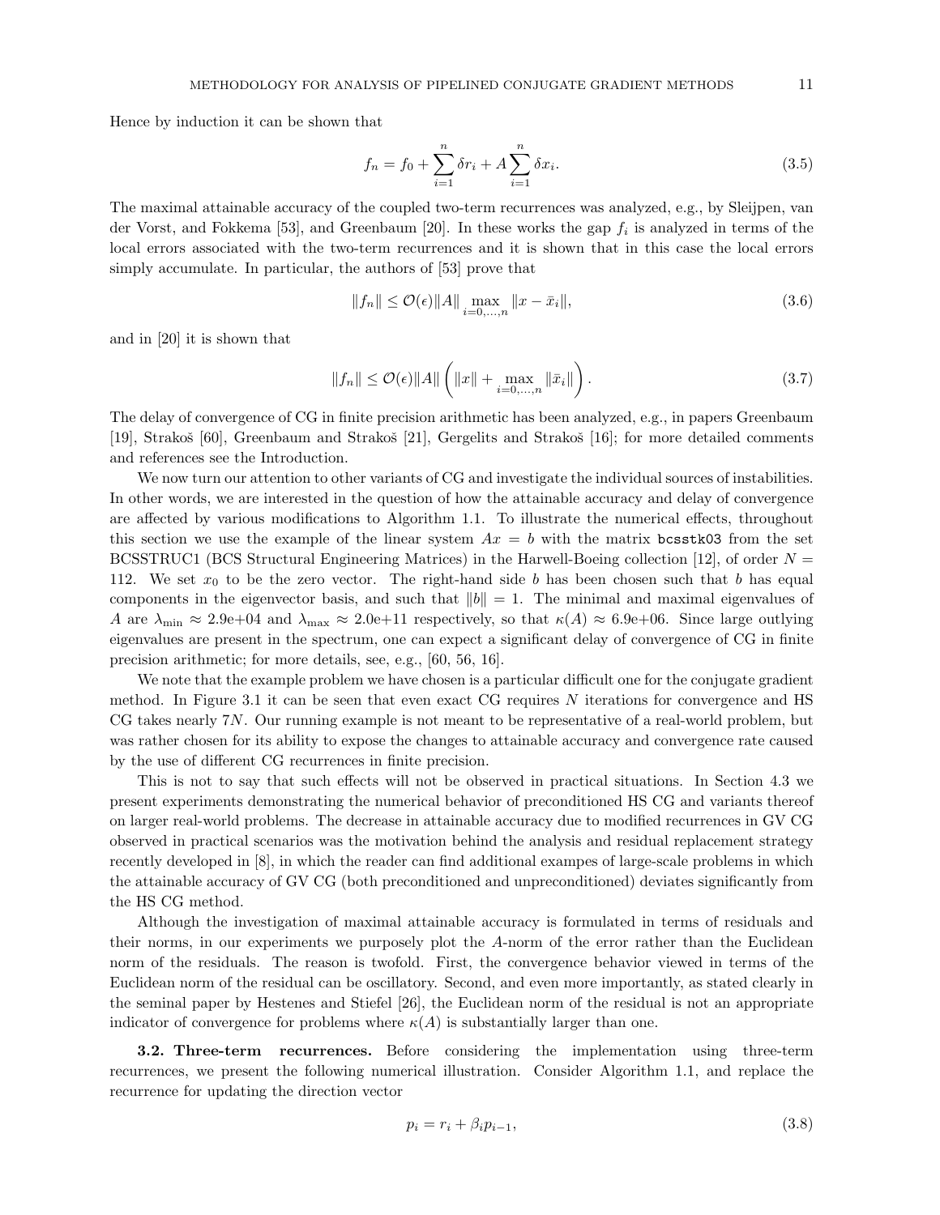Hence by induction it can be shown that

$$f_n = f_0 + \sum_{i=1}^{n} \delta r_i + A \sum_{i=1}^{n} \delta x_i. \tag{3.5}$$

The maximal attainable accuracy of the coupled two-term recurrences was analyzed, e.g., by Sleijpen, van der Vorst, and Fokkema [53], and Greenbaum [20]. In these works the gap $f_i$ is analyzed in terms of the local errors associated with the two-term recurrences and it is shown that in this case the local errors simply accumulate. In particular, the authors of [53] prove that

$$\|f_n\| \leq \mathcal{O}(\epsilon)\|A\| \max_{i=0,\ldots,n} \|x - \bar{x}_i\|, \tag{3.6}$$

and in [20] it is shown that

$$\|f_n\| \leq \mathcal{O}(\epsilon)\|A\| \left( \|x\| + \max_{i=0,\ldots,n} \|\bar{x}_i\| \right). \tag{3.7}$$

The delay of convergence of CG in finite precision arithmetic has been analyzed, e.g., in papers Greenbaum [19], Strakoš [60], Greenbaum and Strakoš [21], Gergelits and Strakoš [16]; for more detailed comments and references see the Introduction.

We now turn our attention to other variants of CG and investigate the individual sources of instabilities. In other words, we are interested in the question of how the attainable accuracy and delay of convergence are affected by various modifications to Algorithm 1.1. To illustrate the numerical effects, throughout this section we use the example of the linear system $Ax = b$ with the matrix `bcsstk03` from the set BCSSTRUC1 (BCS Structural Engineering Matrices) in the Harwell-Boeing collection [12], of order $N = 112$. We set $x_0$ to be the zero vector. The right-hand side $b$ has been chosen such that $b$ has equal components in the eigenvector basis, and such that $\|b\| = 1$. The minimal and maximal eigenvalues of $A$ are $\lambda_{\min} \approx 2.9\text{e+}04$ and $\lambda_{\max} \approx 2.0\text{e+}11$ respectively, so that $\kappa(A) \approx 6.9\text{e+}06$. Since large outlying eigenvalues are present in the spectrum, one can expect a significant delay of convergence of CG in finite precision arithmetic; for more details, see, e.g., [60, 56, 16].

We note that the example problem we have chosen is a particular difficult one for the conjugate gradient method. In Figure 3.1 it can be seen that even exact CG requires $N$ iterations for convergence and HS CG takes nearly $7N$. Our running example is not meant to be representative of a real-world problem, but was rather chosen for its ability to expose the changes to attainable accuracy and convergence rate caused by the use of different CG recurrences in finite precision.

This is not to say that such effects will not be observed in practical situations. In Section 4.3 we present experiments demonstrating the numerical behavior of preconditioned HS CG and variants thereof on larger real-world problems. The decrease in attainable accuracy due to modified recurrences in GV CG observed in practical scenarios was the motivation behind the analysis and residual replacement strategy recently developed in [8], in which the reader can find additional exampes of large-scale problems in which the attainable accuracy of GV CG (both preconditioned and unpreconditioned) deviates significantly from the HS CG method.

Although the investigation of maximal attainable accuracy is formulated in terms of residuals and their norms, in our experiments we purposely plot the $A$-norm of the error rather than the Euclidean norm of the residuals. The reason is twofold. First, the convergence behavior viewed in terms of the Euclidean norm of the residual can be oscillatory. Second, and even more importantly, as stated clearly in the seminal paper by Hestenes and Stiefel [26], the Euclidean norm of the residual is not an appropriate indicator of convergence for problems where $\kappa(A)$ is substantially larger than one.

**3.2. Three-term recurrences.** Before considering the implementation using three-term recurrences, we present the following numerical illustration. Consider Algorithm 1.1, and replace the recurrence for updating the direction vector

$$p_i = r_i + \beta_i p_{i-1}, \tag{3.8}$$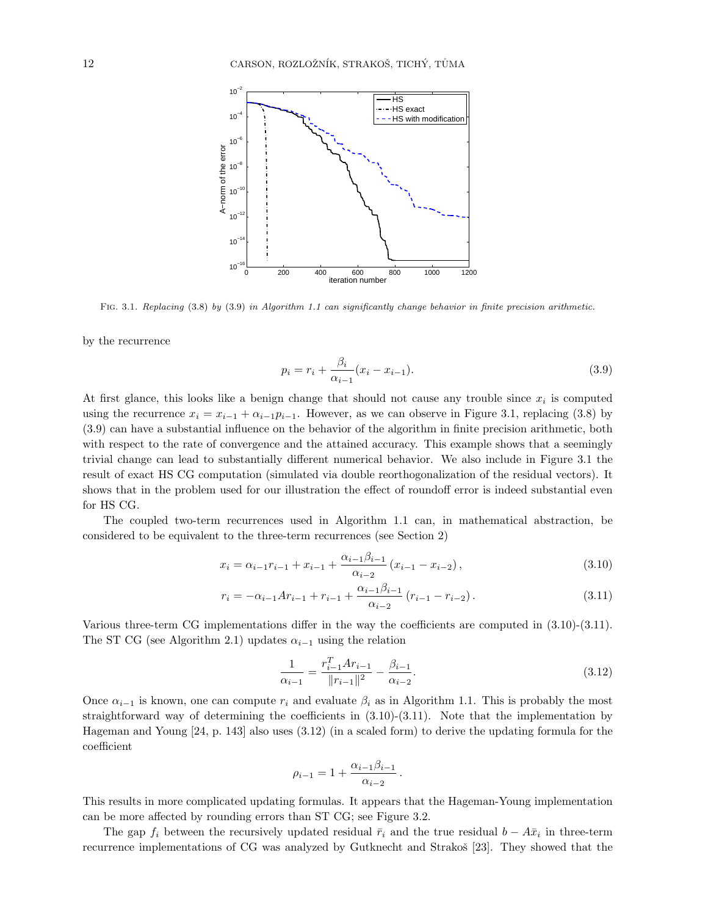Fig. 3.1. *Replacing* (3.8) *by* (3.9) *in Algorithm 1.1 can significantly change behavior in finite precision arithmetic.*

by the recurrence

$$p_i = r_i + \frac{\beta_i}{\alpha_{i-1}}(x_i - x_{i-1}). \tag{3.9}$$

At first glance, this looks like a benign change that should not cause any trouble since $x_i$ is computed using the recurrence $x_i = x_{i-1} + \alpha_{i-1}p_{i-1}$. However, as we can observe in Figure 3.1, replacing (3.8) by (3.9) can have a substantial influence on the behavior of the algorithm in finite precision arithmetic, both with respect to the rate of convergence and the attained accuracy. This example shows that a seemingly trivial change can lead to substantially different numerical behavior. We also include in Figure 3.1 the result of exact HS CG computation (simulated via double reorthogonalization of the residual vectors). It shows that in the problem used for our illustration the effect of roundoff error is indeed substantial even for HS CG.

The coupled two-term recurrences used in Algorithm 1.1 can, in mathematical abstraction, be considered to be equivalent to the three-term recurrences (see Section 2)

$$x_i = \alpha_{i-1}r_{i-1} + x_{i-1} + \frac{\alpha_{i-1}\beta_{i-1}}{\alpha_{i-2}}\left(x_{i-1} - x_{i-2}\right), \tag{3.10}$$

$$r_i = -\alpha_{i-1}Ar_{i-1} + r_{i-1} + \frac{\alpha_{i-1}\beta_{i-1}}{\alpha_{i-2}}\left(r_{i-1} - r_{i-2}\right). \tag{3.11}$$

Various three-term CG implementations differ in the way the coefficients are computed in (3.10)-(3.11). The ST CG (see Algorithm 2.1) updates $\alpha_{i-1}$ using the relation

$$\frac{1}{\alpha_{i-1}} = \frac{r_{i-1}^T A r_{i-1}}{\|r_{i-1}\|^2} - \frac{\beta_{i-1}}{\alpha_{i-2}}. \tag{3.12}$$

Once $\alpha_{i-1}$ is known, one can compute $r_i$ and evaluate $\beta_i$ as in Algorithm 1.1. This is probably the most straightforward way of determining the coefficients in (3.10)-(3.11). Note that the implementation by Hageman and Young [24, p. 143] also uses (3.12) (in a scaled form) to derive the updating formula for the coefficient

$$\rho_{i-1} = 1 + \frac{\alpha_{i-1}\beta_{i-1}}{\alpha_{i-2}}.$$

This results in more complicated updating formulas. It appears that the Hageman-Young implementation can be more affected by rounding errors than ST CG; see Figure 3.2.

The gap $f_i$ between the recursively updated residual $\bar{r}_i$ and the true residual $b - A\bar{x}_i$ in three-term recurrence implementations of CG was analyzed by Gutknecht and Strakoš [23]. They showed that the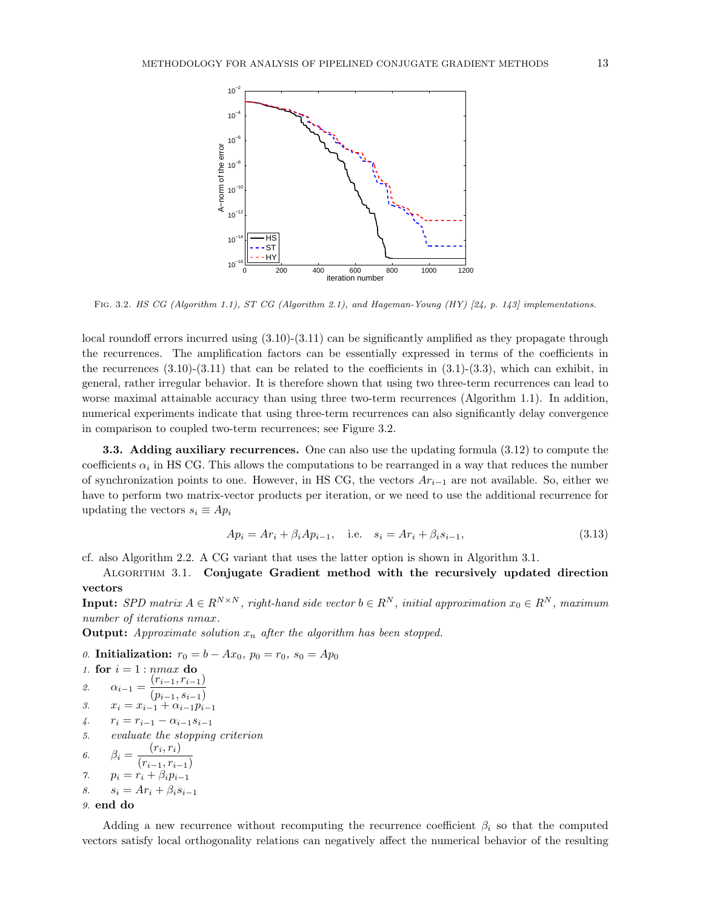Fig. 3.2. *HS CG (Algorithm 1.1), ST CG (Algorithm 2.1), and Hageman-Young (HY) [24, p. 143] implementations.*

local roundoff errors incurred using (3.10)-(3.11) can be significantly amplified as they propagate through the recurrences. The amplification factors can be essentially expressed in terms of the coefficients in the recurrences (3.10)-(3.11) that can be related to the coefficients in (3.1)-(3.3), which can exhibit, in general, rather irregular behavior. It is therefore shown that using two three-term recurrences can lead to worse maximal attainable accuracy than using three two-term recurrences (Algorithm 1.1). In addition, numerical experiments indicate that using three-term recurrences can also significantly delay convergence in comparison to coupled two-term recurrences; see Figure 3.2.

**3.3. Adding auxiliary recurrences.** One can also use the updating formula (3.12) to compute the coefficients $\alpha_i$ in HS CG. This allows the computations to be rearranged in a way that reduces the number of synchronization points to one. However, in HS CG, the vectors $Ar_{i-1}$ are not available. So, either we have to perform two matrix-vector products per iteration, or we need to use the additional recurrence for updating the vectors $s_i \equiv Ap_i$

$$Ap_i = Ar_i + \beta_i Ap_{i-1}, \quad \text{i.e.} \quad s_i = Ar_i + \beta_i s_{i-1}, \tag{3.13}$$

cf. also Algorithm 2.2. A CG variant that uses the latter option is shown in Algorithm 3.1.

Algorithm 3.1. **Conjugate Gradient method with the recursively updated direction vectors**

**Input:** *SPD matrix $A \in R^{N\times N}$, right-hand side vector $b \in R^N$, initial approximation $x_0 \in R^N$, maximum number of iterations nmax.*

**Output:** *Approximate solution $x_n$ after the algorithm has been stopped.*

0. **Initialization:** $r_0 = b - Ax_0$, $p_0 = r_0$, $s_0 = Ap_0$
1. **for** $i = 1 : nmax$ **do**
2. $\quad \alpha_{i-1} = \dfrac{(r_{i-1}, r_{i-1})}{(p_{i-1}, s_{i-1})}$
3. $\quad x_i = x_{i-1} + \alpha_{i-1} p_{i-1}$
4. $\quad r_i = r_{i-1} - \alpha_{i-1} s_{i-1}$
5. $\quad$ *evaluate the stopping criterion*
6. $\quad \beta_i = \dfrac{(r_i, r_i)}{(r_{i-1}, r_{i-1})}$
7. $\quad p_i = r_i + \beta_i p_{i-1}$
8. $\quad s_i = Ar_i + \beta_i s_{i-1}$
9. **end do**

Adding a new recurrence without recomputing the recurrence coefficient $\beta_i$ so that the computed vectors satisfy local orthogonality relations can negatively affect the numerical behavior of the resulting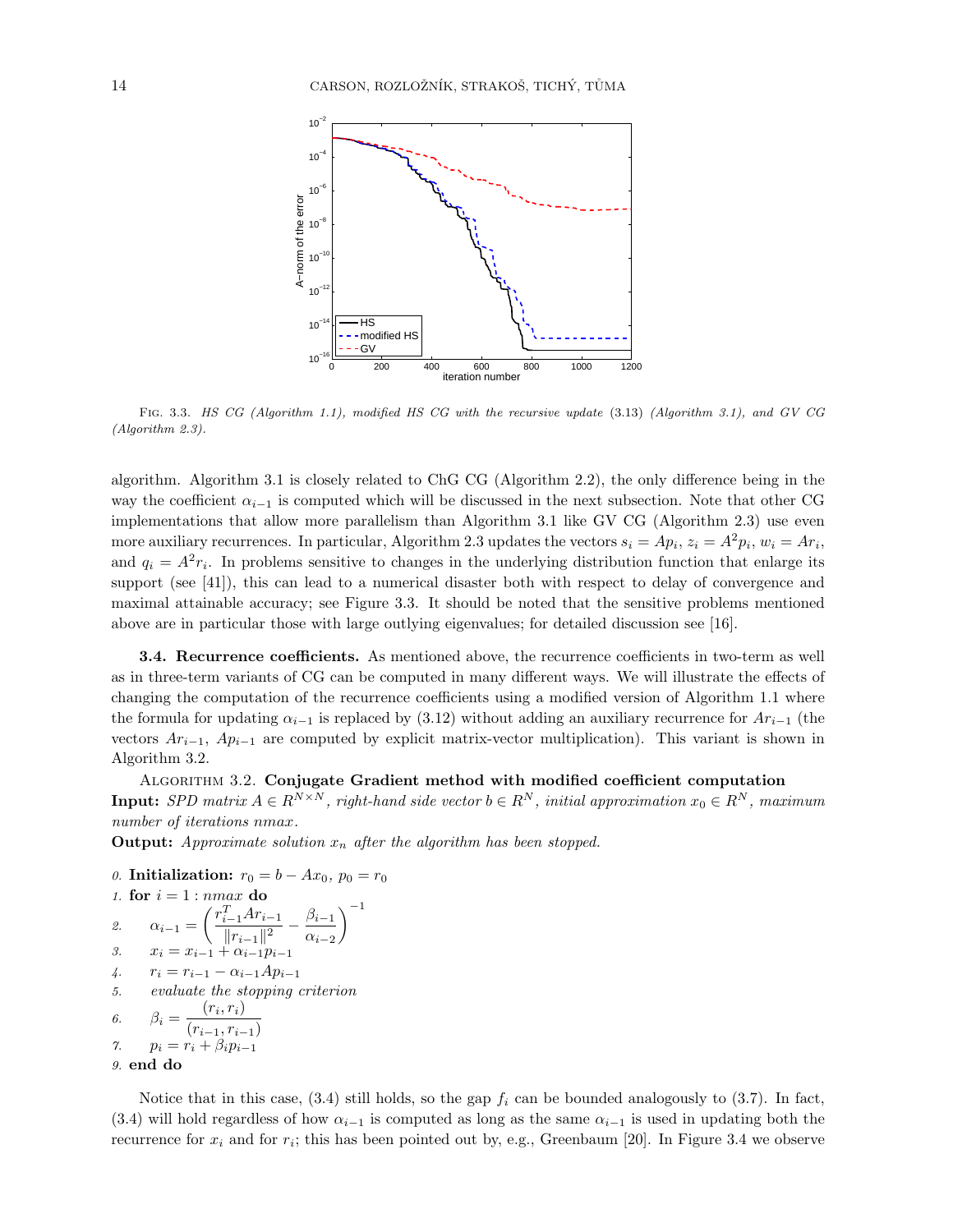Fig. 3.3. *HS CG (Algorithm 1.1), modified HS CG with the recursive update* (3.13) *(Algorithm 3.1), and GV CG (Algorithm 2.3).*

algorithm. Algorithm 3.1 is closely related to ChG CG (Algorithm 2.2), the only difference being in the way the coefficient $\alpha_{i-1}$ is computed which will be discussed in the next subsection. Note that other CG implementations that allow more parallelism than Algorithm 3.1 like GV CG (Algorithm 2.3) use even more auxiliary recurrences. In particular, Algorithm 2.3 updates the vectors $s_i = Ap_i$, $z_i = A^2 p_i$, $w_i = Ar_i$, and $q_i = A^2 r_i$. In problems sensitive to changes in the underlying distribution function that enlarge its support (see [41]), this can lead to a numerical disaster both with respect to delay of convergence and maximal attainable accuracy; see Figure 3.3. It should be noted that the sensitive problems mentioned above are in particular those with large outlying eigenvalues; for detailed discussion see [16].

**3.4. Recurrence coefficients.** As mentioned above, the recurrence coefficients in two-term as well as in three-term variants of CG can be computed in many different ways. We will illustrate the effects of changing the computation of the recurrence coefficients using a modified version of Algorithm 1.1 where the formula for updating $\alpha_{i-1}$ is replaced by (3.12) without adding an auxiliary recurrence for $Ar_{i-1}$ (the vectors $Ar_{i-1}$, $Ap_{i-1}$ are computed by explicit matrix-vector multiplication). This variant is shown in Algorithm 3.2.

Algorithm 3.2. **Conjugate Gradient method with modified coefficient computation**
**Input:** *SPD matrix $A \in R^{N\times N}$, right-hand side vector $b \in R^N$, initial approximation $x_0 \in R^N$, maximum number of iterations nmax.*
**Output:** *Approximate solution $x_n$ after the algorithm has been stopped.*

*0.* **Initialization:** $r_0 = b - Ax_0$, $p_0 = r_0$
*1.* **for** $i = 1 : nmax$ **do**
*2.* $\quad \alpha_{i-1} = \left( \dfrac{r_{i-1}^T A r_{i-1}}{\|r_{i-1}\|^2} - \dfrac{\beta_{i-1}}{\alpha_{i-2}} \right)^{-1}$
*3.* $\quad x_i = x_{i-1} + \alpha_{i-1} p_{i-1}$
*4.* $\quad r_i = r_{i-1} - \alpha_{i-1} A p_{i-1}$
*5.* $\quad$ *evaluate the stopping criterion*
*6.* $\quad \beta_i = \dfrac{(r_i, r_i)}{(r_{i-1}, r_{i-1})}$
*7.* $\quad p_i = r_i + \beta_i p_{i-1}$
*9.* **end do**

Notice that in this case, (3.4) still holds, so the gap $f_i$ can be bounded analogously to (3.7). In fact, (3.4) will hold regardless of how $\alpha_{i-1}$ is computed as long as the same $\alpha_{i-1}$ is used in updating both the recurrence for $x_i$ and for $r_i$; this has been pointed out by, e.g., Greenbaum [20]. In Figure 3.4 we observe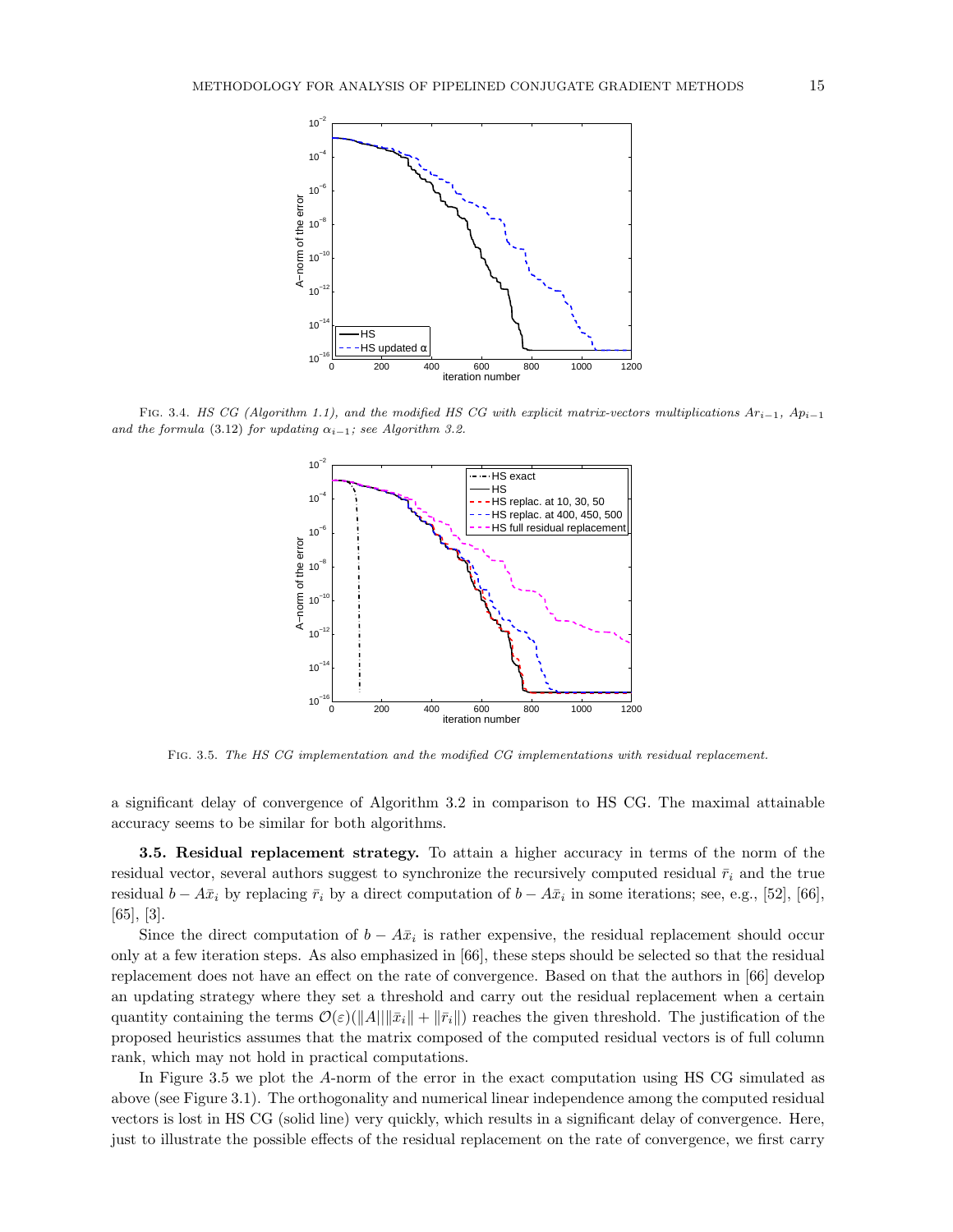Fig. 3.4. *HS CG (Algorithm 1.1), and the modified HS CG with explicit matrix-vectors multiplications $Ar_{i-1}$, $Ap_{i-1}$ and the formula* (3.12) *for updating $\alpha_{i-1}$; see Algorithm 3.2.*

Fig. 3.5. *The HS CG implementation and the modified CG implementations with residual replacement.*

a significant delay of convergence of Algorithm 3.2 in comparison to HS CG. The maximal attainable accuracy seems to be similar for both algorithms.

**3.5. Residual replacement strategy.** To attain a higher accuracy in terms of the norm of the residual vector, several authors suggest to synchronize the recursively computed residual $\bar{r}_i$ and the true residual $b - A\bar{x}_i$ by replacing $\bar{r}_i$ by a direct computation of $b - A\bar{x}_i$ in some iterations; see, e.g., [52], [66], [65], [3].

Since the direct computation of $b - A\bar{x}_i$ is rather expensive, the residual replacement should occur only at a few iteration steps. As also emphasized in [66], these steps should be selected so that the residual replacement does not have an effect on the rate of convergence. Based on that the authors in [66] develop an updating strategy where they set a threshold and carry out the residual replacement when a certain quantity containing the terms $\mathcal{O}(\varepsilon)(\|A\|\|\bar{x}_i\| + \|\bar{r}_i\|)$ reaches the given threshold. The justification of the proposed heuristics assumes that the matrix composed of the computed residual vectors is of full column rank, which may not hold in practical computations.

In Figure 3.5 we plot the $A$-norm of the error in the exact computation using HS CG simulated as above (see Figure 3.1). The orthogonality and numerical linear independence among the computed residual vectors is lost in HS CG (solid line) very quickly, which results in a significant delay of convergence. Here, just to illustrate the possible effects of the residual replacement on the rate of convergence, we first carry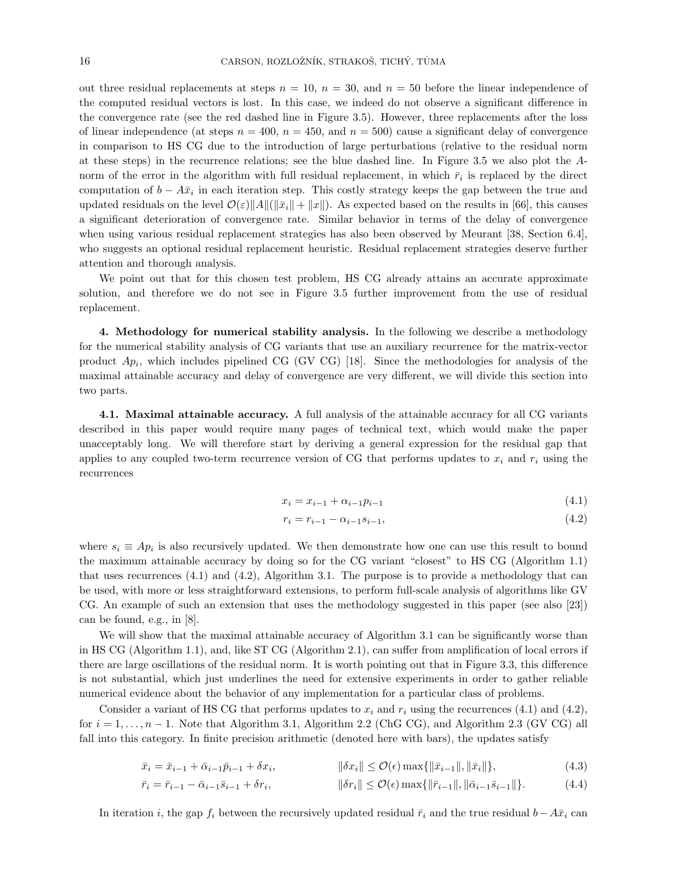out three residual replacements at steps $n = 10$, $n = 30$, and $n = 50$ before the linear independence of the computed residual vectors is lost. In this case, we indeed do not observe a significant difference in the convergence rate (see the red dashed line in Figure 3.5). However, three replacements after the loss of linear independence (at steps $n = 400$, $n = 450$, and $n = 500$) cause a significant delay of convergence in comparison to HS CG due to the introduction of large perturbations (relative to the residual norm at these steps) in the recurrence relations; see the blue dashed line. In Figure 3.5 we also plot the $A$-norm of the error in the algorithm with full residual replacement, in which $\bar{r}_i$ is replaced by the direct computation of $b - A\bar{x}_i$ in each iteration step. This costly strategy keeps the gap between the true and updated residuals on the level $\mathcal{O}(\varepsilon)\|A\|(\|\bar{x}_i\| + \|x\|)$. As expected based on the results in [66], this causes a significant deterioration of convergence rate. Similar behavior in terms of the delay of convergence when using various residual replacement strategies has also been observed by Meurant [38, Section 6.4], who suggests an optional residual replacement heuristic. Residual replacement strategies deserve further attention and thorough analysis.

We point out that for this chosen test problem, HS CG already attains an accurate approximate solution, and therefore we do not see in Figure 3.5 further improvement from the use of residual replacement.

## 4. Methodology for numerical stability analysis.

In the following we describe a methodology for the numerical stability analysis of CG variants that use an auxiliary recurrence for the matrix-vector product $Ap_i$, which includes pipelined CG (GV CG) [18]. Since the methodologies for analysis of the maximal attainable accuracy and delay of convergence are very different, we will divide this section into two parts.

### 4.1. Maximal attainable accuracy.

A full analysis of the attainable accuracy for all CG variants described in this paper would require many pages of technical text, which would make the paper unacceptably long. We will therefore start by deriving a general expression for the residual gap that applies to any coupled two-term recurrence version of CG that performs updates to $x_i$ and $r_i$ using the recurrences

$$x_i = x_{i-1} + \alpha_{i-1} p_{i-1} \tag{4.1}$$

$$r_i = r_{i-1} - \alpha_{i-1} s_{i-1}, \tag{4.2}$$

where $s_i \equiv Ap_i$ is also recursively updated. We then demonstrate how one can use this result to bound the maximum attainable accuracy by doing so for the CG variant "closest" to HS CG (Algorithm 1.1) that uses recurrences (4.1) and (4.2), Algorithm 3.1. The purpose is to provide a methodology that can be used, with more or less straightforward extensions, to perform full-scale analysis of algorithms like GV CG. An example of such an extension that uses the methodology suggested in this paper (see also [23]) can be found, e.g., in [8].

We will show that the maximal attainable accuracy of Algorithm 3.1 can be significantly worse than in HS CG (Algorithm 1.1), and, like ST CG (Algorithm 2.1), can suffer from amplification of local errors if there are large oscillations of the residual norm. It is worth pointing out that in Figure 3.3, this difference is not substantial, which just underlines the need for extensive experiments in order to gather reliable numerical evidence about the behavior of any implementation for a particular class of problems.

Consider a variant of HS CG that performs updates to $x_i$ and $r_i$ using the recurrences (4.1) and (4.2), for $i = 1, \ldots, n-1$. Note that Algorithm 3.1, Algorithm 2.2 (ChG CG), and Algorithm 2.3 (GV CG) all fall into this category. In finite precision arithmetic (denoted here with bars), the updates satisfy

$$\bar{x}_i = \bar{x}_{i-1} + \bar{\alpha}_{i-1}\bar{p}_{i-1} + \delta x_i, \qquad \|\delta x_i\| \leq \mathcal{O}(\epsilon)\max\{\|\bar{x}_{i-1}\|, \|\bar{x}_i\|\}, \tag{4.3}$$

$$\bar{r}_i = \bar{r}_{i-1} - \bar{\alpha}_{i-1}\bar{s}_{i-1} + \delta r_i, \qquad \|\delta r_i\| \leq \mathcal{O}(\epsilon)\max\{\|\bar{r}_{i-1}\|, \|\bar{\alpha}_{i-1}\bar{s}_{i-1}\|\}. \tag{4.4}$$

In iteration $i$, the gap $f_i$ between the recursively updated residual $\bar{r}_i$ and the true residual $b - A\bar{x}_i$ can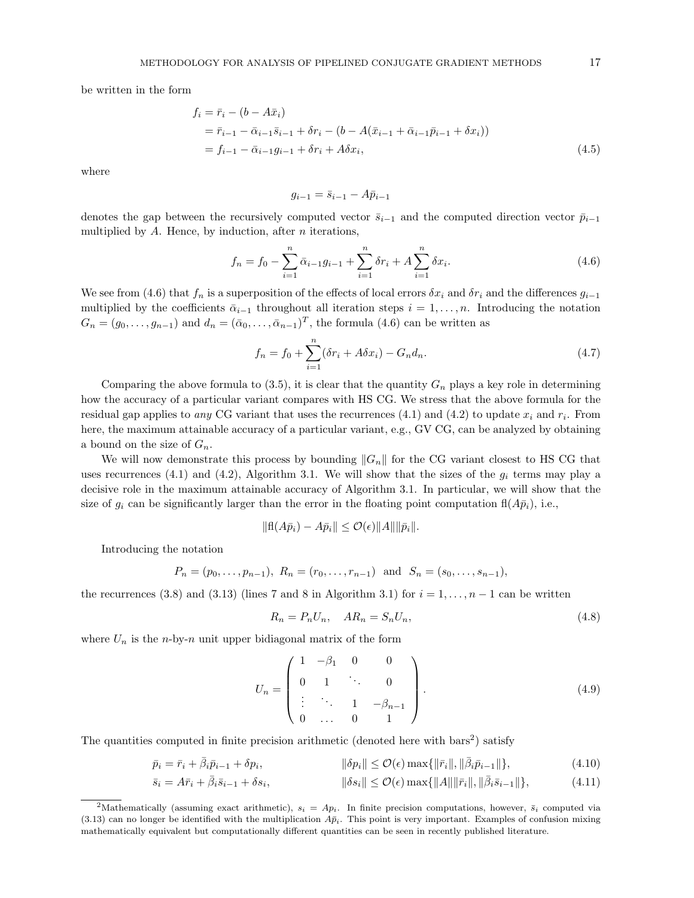be written in the form

$$
\begin{aligned}
f_i &= \bar{r}_i - (b - A\bar{x}_i) \\
&= \bar{r}_{i-1} - \bar{\alpha}_{i-1}\bar{s}_{i-1} + \delta r_i - (b - A(\bar{x}_{i-1} + \bar{\alpha}_{i-1}\bar{p}_{i-1} + \delta x_i)) \\
&= f_{i-1} - \bar{\alpha}_{i-1} g_{i-1} + \delta r_i + A\delta x_i, \qquad (4.5)
\end{aligned}
$$

where

$$
g_{i-1} = \bar{s}_{i-1} - A\bar{p}_{i-1}
$$

denotes the gap between the recursively computed vector $\bar{s}_{i-1}$ and the computed direction vector $\bar{p}_{i-1}$ multiplied by $A$. Hence, by induction, after $n$ iterations,

$$
f_n = f_0 - \sum_{i=1}^{n} \bar{\alpha}_{i-1} g_{i-1} + \sum_{i=1}^{n} \delta r_i + A \sum_{i=1}^{n} \delta x_i. \qquad (4.6)
$$

We see from (4.6) that $f_n$ is a superposition of the effects of local errors $\delta x_i$ and $\delta r_i$ and the differences $g_{i-1}$ multiplied by the coefficients $\bar{\alpha}_{i-1}$ throughout all iteration steps $i = 1, \ldots, n$. Introducing the notation $G_n = (g_0, \ldots, g_{n-1})$ and $d_n = (\bar{\alpha}_0, \ldots, \bar{\alpha}_{n-1})^T$, the formula (4.6) can be written as

$$
f_n = f_0 + \sum_{i=1}^{n} (\delta r_i + A\delta x_i) - G_n d_n. \qquad (4.7)
$$

Comparing the above formula to (3.5), it is clear that the quantity $G_n$ plays a key role in determining how the accuracy of a particular variant compares with HS CG. We stress that the above formula for the residual gap applies to *any* CG variant that uses the recurrences (4.1) and (4.2) to update $x_i$ and $r_i$. From here, the maximum attainable accuracy of a particular variant, e.g., GV CG, can be analyzed by obtaining a bound on the size of $G_n$.

We will now demonstrate this process by bounding $\|G_n\|$ for the CG variant closest to HS CG that uses recurrences (4.1) and (4.2), Algorithm 3.1. We will show that the sizes of the $g_i$ terms may play a decisive role in the maximum attainable accuracy of Algorithm 3.1. In particular, we will show that the size of $g_i$ can be significantly larger than the error in the floating point computation $\mathrm{fl}(A\bar{p}_i)$, i.e.,

$$
\|\mathrm{fl}(A\bar{p}_i) - A\bar{p}_i\| \leq \mathcal{O}(\epsilon)\|A\|\|\bar{p}_i\|.
$$

Introducing the notation

$$
P_n = (p_0, \ldots, p_{n-1}), \; R_n = (r_0, \ldots, r_{n-1}) \; \text{ and } \; S_n = (s_0, \ldots, s_{n-1}),
$$

the recurrences (3.8) and (3.13) (lines 7 and 8 in Algorithm 3.1) for $i = 1, \ldots, n-1$ can be written

$$
R_n = P_n U_n, \quad AR_n = S_n U_n, \qquad (4.8)
$$

where $U_n$ is the $n$-by-$n$ unit upper bidiagonal matrix of the form

$$
U_n = \begin{pmatrix} 1 & -\beta_1 & 0 & 0 \\ 0 & 1 & \ddots & 0 \\ \vdots & \ddots & 1 & -\beta_{n-1} \\ 0 & \ldots & 0 & 1 \end{pmatrix}. \qquad (4.9)
$$

The quantities computed in finite precision arithmetic (denoted here with bars[2]) satisfy

$$
\bar{p}_i = \bar{r}_i + \bar{\beta}_i \bar{p}_{i-1} + \delta p_i, \qquad \|\delta p_i\| \leq \mathcal{O}(\epsilon) \max\{\|\bar{r}_i\|, \|\bar{\beta}_i \bar{p}_{i-1}\|\}, \qquad (4.10)
$$

$$
\bar{s}_i = A\bar{r}_i + \bar{\beta}_i \bar{s}_{i-1} + \delta s_i, \qquad \|\delta s_i\| \leq \mathcal{O}(\epsilon) \max\{\|A\|\|\bar{r}_i\|, \|\bar{\beta}_i \bar{s}_{i-1}\|\}, \qquad (4.11)
$$

[2]Mathematically (assuming exact arithmetic), $s_i = Ap_i$. In finite precision computations, however, $\bar{s}_i$ computed via (3.13) can no longer be identified with the multiplication $A\bar{p}_i$. This point is very important. Examples of confusion mixing mathematically equivalent but computationally different quantities can be seen in recently published literature.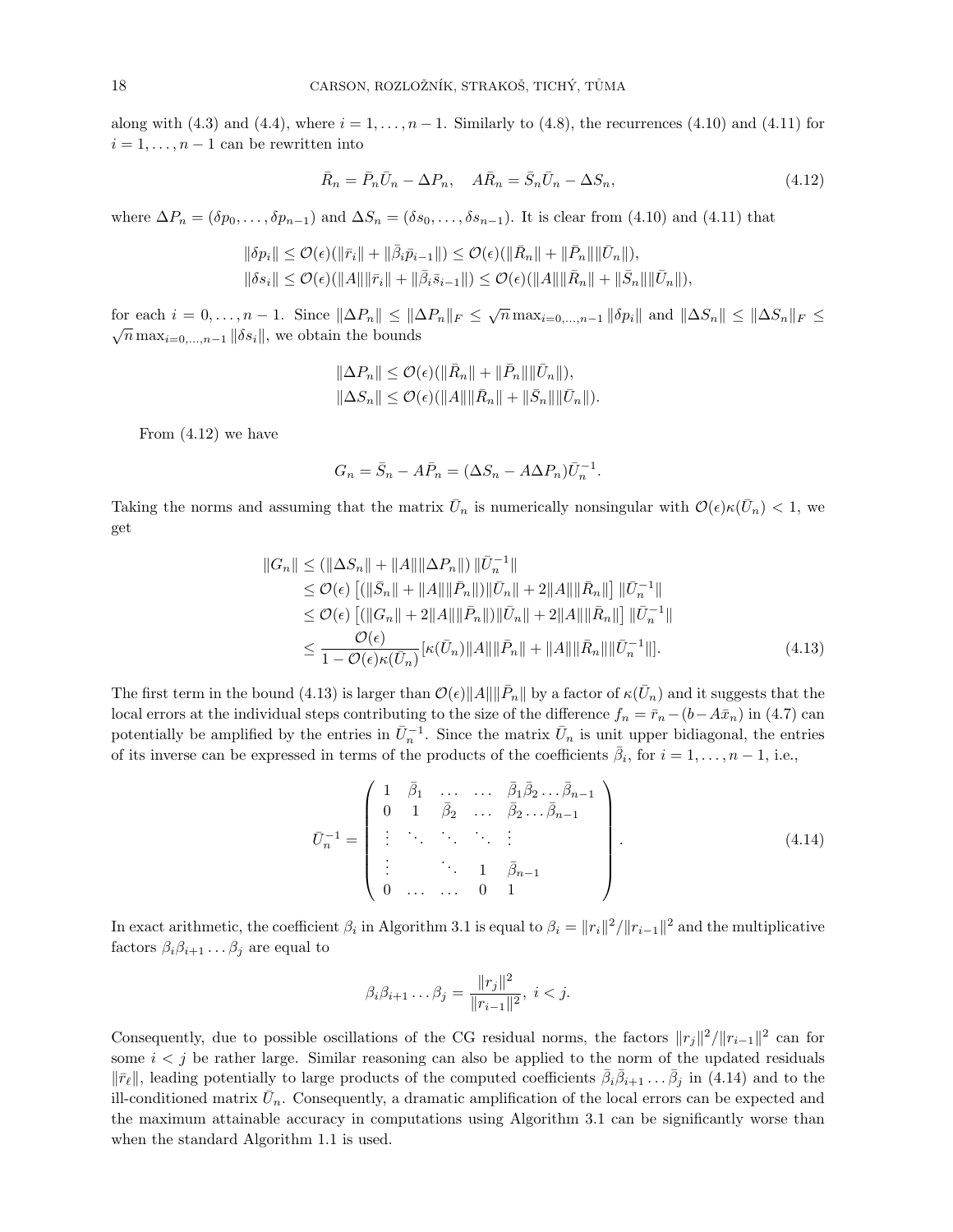along with (4.3) and (4.4), where $i = 1, \dots, n-1$. Similarly to (4.8), the recurrences (4.10) and (4.11) for $i = 1, \dots, n-1$ can be rewritten into

$$\bar{R}_n = \bar{P}_n \bar{U}_n - \Delta P_n, \quad A\bar{R}_n = \bar{S}_n \bar{U}_n - \Delta S_n, \tag{4.12}$$

where $\Delta P_n = (\delta p_0, \dots, \delta p_{n-1})$ and $\Delta S_n = (\delta s_0, \dots, \delta s_{n-1})$. It is clear from (4.10) and (4.11) that

$$\|\delta p_i\| \le \mathcal{O}(\epsilon)(\|\bar{r}_i\| + \|\bar{\beta}_i \bar{p}_{i-1}\|) \le \mathcal{O}(\epsilon)(\|\bar{R}_n\| + \|\bar{P}_n\|\|\bar{U}_n\|),$$
$$\|\delta s_i\| \le \mathcal{O}(\epsilon)(\|A\|\|\bar{r}_i\| + \|\bar{\beta}_i \bar{s}_{i-1}\|) \le \mathcal{O}(\epsilon)(\|A\|\|\bar{R}_n\| + \|\bar{S}_n\|\|\bar{U}_n\|),$$

for each $i = 0, \dots, n-1$. Since $\|\Delta P_n\| \le \|\Delta P_n\|_F \le \sqrt{n} \max_{i=0,\dots,n-1} \|\delta p_i\|$ and $\|\Delta S_n\| \le \|\Delta S_n\|_F \le \sqrt{n} \max_{i=0,\dots,n-1} \|\delta s_i\|$, we obtain the bounds

$$\|\Delta P_n\| \le \mathcal{O}(\epsilon)(\|\bar{R}_n\| + \|\bar{P}_n\|\|\bar{U}_n\|),$$
$$\|\Delta S_n\| \le \mathcal{O}(\epsilon)(\|A\|\|\bar{R}_n\| + \|\bar{S}_n\|\|\bar{U}_n\|).$$

From (4.12) we have

$$G_n = \bar{S}_n - A\bar{P}_n = (\Delta S_n - A\Delta P_n)\bar{U}_n^{-1}.$$

Taking the norms and assuming that the matrix $\bar{U}_n$ is numerically nonsingular with $\mathcal{O}(\epsilon)\kappa(\bar{U}_n) < 1$, we get

$$\begin{aligned}
\|G_n\| &\le (\|\Delta S_n\| + \|A\|\|\Delta P_n\|) \|\bar{U}_n^{-1}\| \\
&\le \mathcal{O}(\epsilon) \left[ (\|\bar{S}_n\| + \|A\|\|\bar{P}_n\|)\|\bar{U}_n\| + 2\|A\|\|\bar{R}_n\| \right] \|\bar{U}_n^{-1}\| \\
&\le \mathcal{O}(\epsilon) \left[ (\|G_n\| + 2\|A\|\|\bar{P}_n\|)\|\bar{U}_n\| + 2\|A\|\|\bar{R}_n\| \right] \|\bar{U}_n^{-1}\| \\
&\le \frac{\mathcal{O}(\epsilon)}{1 - \mathcal{O}(\epsilon)\kappa(\bar{U}_n)} [\kappa(\bar{U}_n)\|A\|\|\bar{P}_n\| + \|A\|\|\bar{R}_n\|\|\bar{U}_n^{-1}\|].
\end{aligned} \tag{4.13}$$

The first term in the bound (4.13) is larger than $\mathcal{O}(\epsilon)\|A\|\|\bar{P}_n\|$ by a factor of $\kappa(\bar{U}_n)$ and it suggests that the local errors at the individual steps contributing to the size of the difference $f_n = \bar{r}_n - (b - A\bar{x}_n)$ in (4.7) can potentially be amplified by the entries in $\bar{U}_n^{-1}$. Since the matrix $\bar{U}_n$ is unit upper bidiagonal, the entries of its inverse can be expressed in terms of the products of the coefficients $\bar{\beta}_i$, for $i = 1, \dots, n-1$, i.e.,

$$\bar{U}_n^{-1} = \begin{pmatrix} 1 & \bar{\beta}_1 & \dots & \dots & \bar{\beta}_1\bar{\beta}_2\dots\bar{\beta}_{n-1} \\ 0 & 1 & \bar{\beta}_2 & \dots & \bar{\beta}_2\dots\bar{\beta}_{n-1} \\ \vdots & \ddots & \ddots & \ddots & \vdots \\ \vdots & & \ddots & 1 & \bar{\beta}_{n-1} \\ 0 & \dots & \dots & 0 & 1 \end{pmatrix}. \tag{4.14}$$

In exact arithmetic, the coefficient $\beta_i$ in Algorithm 3.1 is equal to $\beta_i = \|r_i\|^2/\|r_{i-1}\|^2$ and the multiplicative factors $\beta_i\beta_{i+1}\dots\beta_j$ are equal to

$$\beta_i\beta_{i+1}\dots\beta_j = \frac{\|r_j\|^2}{\|r_{i-1}\|^2}, \; i < j.$$

Consequently, due to possible oscillations of the CG residual norms, the factors $\|r_j\|^2/\|r_{i-1}\|^2$ can for some $i < j$ be rather large. Similar reasoning can also be applied to the norm of the updated residuals $\|\bar{r}_\ell\|$, leading potentially to large products of the computed coefficients $\bar{\beta}_i\bar{\beta}_{i+1}\dots\bar{\beta}_j$ in (4.14) and to the ill-conditioned matrix $\bar{U}_n$. Consequently, a dramatic amplification of the local errors can be expected and the maximum attainable accuracy in computations using Algorithm 3.1 can be significantly worse than when the standard Algorithm 1.1 is used.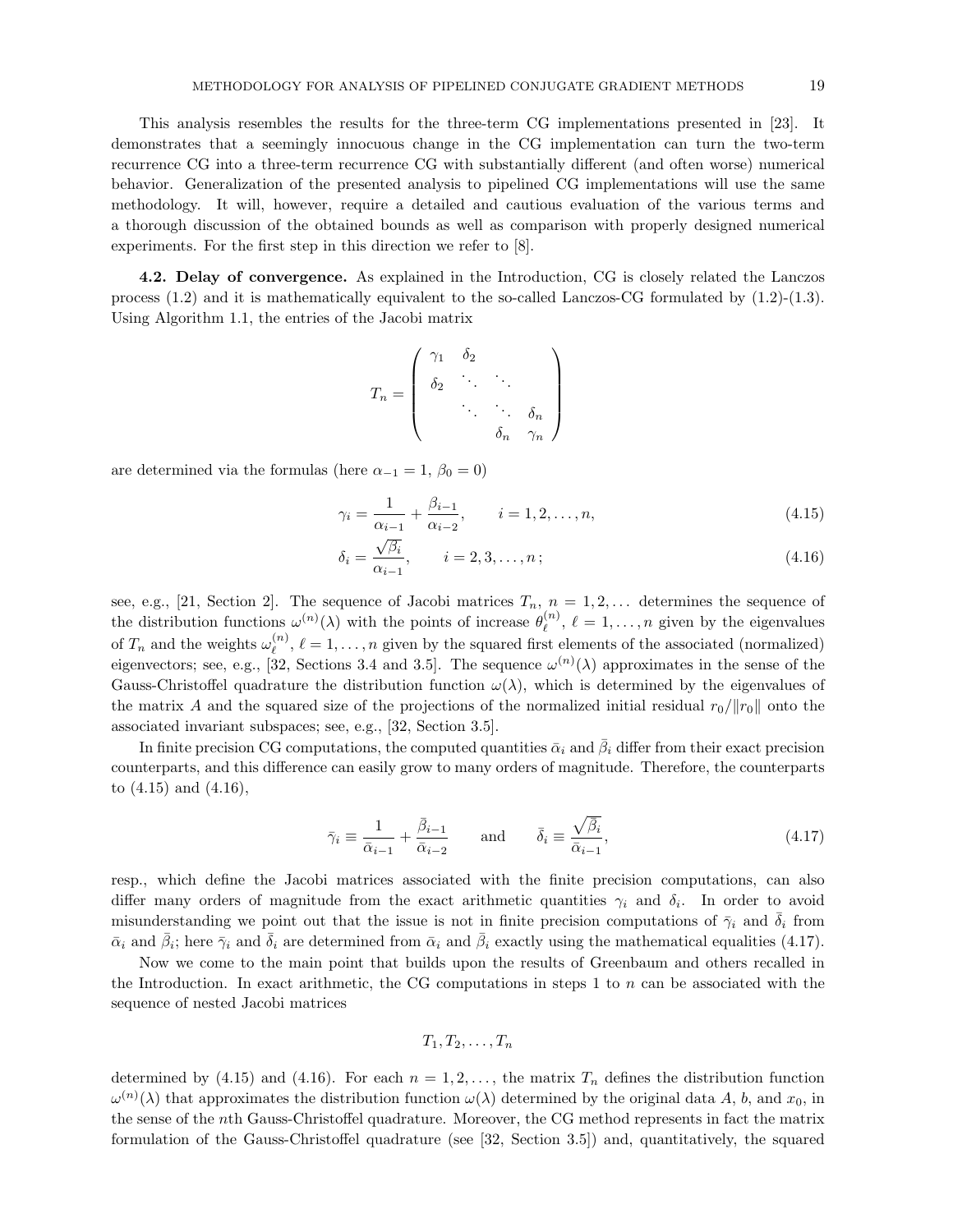This analysis resembles the results for the three-term CG implementations presented in [23]. It demonstrates that a seemingly innocuous change in the CG implementation can turn the two-term recurrence CG into a three-term recurrence CG with substantially different (and often worse) numerical behavior. Generalization of the presented analysis to pipelined CG implementations will use the same methodology. It will, however, require a detailed and cautious evaluation of the various terms and a thorough discussion of the obtained bounds as well as comparison with properly designed numerical experiments. For the first step in this direction we refer to [8].

**4.2. Delay of convergence.** As explained in the Introduction, CG is closely related the Lanczos process (1.2) and it is mathematically equivalent to the so-called Lanczos-CG formulated by (1.2)-(1.3). Using Algorithm 1.1, the entries of the Jacobi matrix

$$T_n = \begin{pmatrix} \gamma_1 & \delta_2 & & \\ \delta_2 & \ddots & \ddots & \\ & \ddots & \ddots & \delta_n \\ & & \delta_n & \gamma_n \end{pmatrix}$$

are determined via the formulas (here $\alpha_{-1} = 1$, $\beta_0 = 0$)

$$\gamma_i = \frac{1}{\alpha_{i-1}} + \frac{\beta_{i-1}}{\alpha_{i-2}}, \qquad i = 1, 2, \ldots, n, \tag{4.15}$$

$$\delta_i = \frac{\sqrt{\beta_i}}{\alpha_{i-1}}, \qquad i = 2, 3, \ldots, n\,; \tag{4.16}$$

see, e.g., [21, Section 2]. The sequence of Jacobi matrices $T_n$, $n = 1, 2, \ldots$ determines the sequence of the distribution functions $\omega^{(n)}(\lambda)$ with the points of increase $\theta_\ell^{(n)}$, $\ell = 1, \ldots, n$ given by the eigenvalues of $T_n$ and the weights $\omega_\ell^{(n)}$, $\ell = 1, \ldots, n$ given by the squared first elements of the associated (normalized) eigenvectors; see, e.g., [32, Sections 3.4 and 3.5]. The sequence $\omega^{(n)}(\lambda)$ approximates in the sense of the Gauss-Christoffel quadrature the distribution function $\omega(\lambda)$, which is determined by the eigenvalues of the matrix $A$ and the squared size of the projections of the normalized initial residual $r_0/\|r_0\|$ onto the associated invariant subspaces; see, e.g., [32, Section 3.5].

In finite precision CG computations, the computed quantities $\bar{\alpha}_i$ and $\bar{\beta}_i$ differ from their exact precision counterparts, and this difference can easily grow to many orders of magnitude. Therefore, the counterparts to (4.15) and (4.16),

$$\bar{\gamma}_i \equiv \frac{1}{\bar{\alpha}_{i-1}} + \frac{\bar{\beta}_{i-1}}{\bar{\alpha}_{i-2}} \qquad \text{and} \qquad \bar{\delta}_i \equiv \frac{\sqrt{\bar{\beta}_i}}{\bar{\alpha}_{i-1}}, \tag{4.17}$$

resp., which define the Jacobi matrices associated with the finite precision computations, can also differ many orders of magnitude from the exact arithmetic quantities $\gamma_i$ and $\delta_i$. In order to avoid misunderstanding we point out that the issue is not in finite precision computations of $\bar{\gamma}_i$ and $\bar{\delta}_i$ from $\bar{\alpha}_i$ and $\bar{\beta}_i$; here $\bar{\gamma}_i$ and $\bar{\delta}_i$ are determined from $\bar{\alpha}_i$ and $\bar{\beta}_i$ exactly using the mathematical equalities (4.17).

Now we come to the main point that builds upon the results of Greenbaum and others recalled in the Introduction. In exact arithmetic, the CG computations in steps 1 to $n$ can be associated with the sequence of nested Jacobi matrices

$$T_1, T_2, \ldots, T_n$$

determined by (4.15) and (4.16). For each $n = 1, 2, \ldots$, the matrix $T_n$ defines the distribution function $\omega^{(n)}(\lambda)$ that approximates the distribution function $\omega(\lambda)$ determined by the original data $A$, $b$, and $x_0$, in the sense of the $n$th Gauss-Christoffel quadrature. Moreover, the CG method represents in fact the matrix formulation of the Gauss-Christoffel quadrature (see [32, Section 3.5]) and, quantitatively, the squared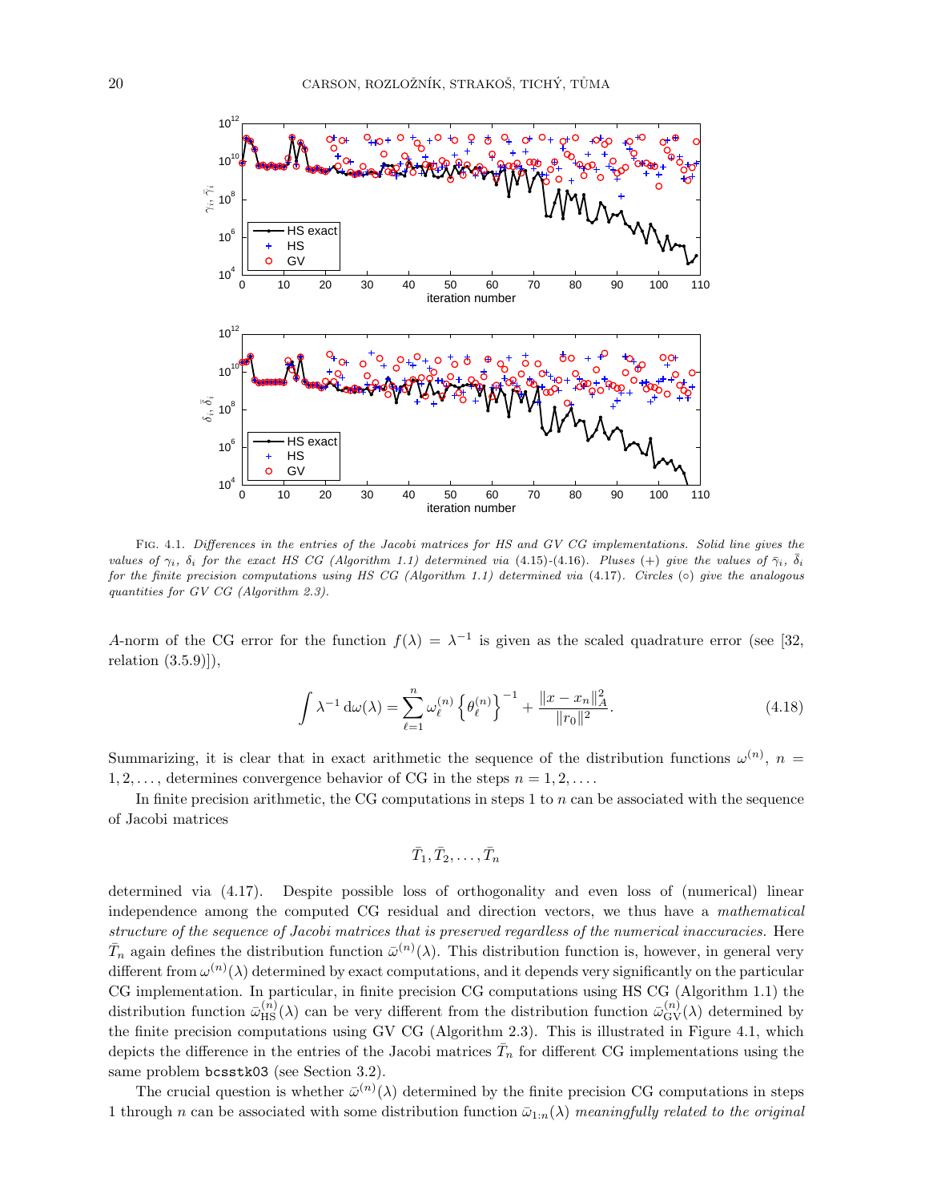Fig. 4.1. *Differences in the entries of the Jacobi matrices for HS and GV CG implementations. Solid line gives the values of $\gamma_i$, $\delta_i$ for the exact HS CG (Algorithm 1.1) determined via* (4.15)-(4.16)*. Pluses (+) give the values of $\bar{\gamma}_i$, $\bar{\delta}_i$ for the finite precision computations using HS CG (Algorithm 1.1) determined via* (4.17)*. Circles (○) give the analogous quantities for GV CG (Algorithm 2.3).*

$A$-norm of the CG error for the function $f(\lambda) = \lambda^{-1}$ is given as the scaled quadrature error (see [32, relation (3.5.9)]),

$$\int \lambda^{-1} \, \mathrm{d}\omega(\lambda) = \sum_{\ell=1}^{n} \omega_\ell^{(n)} \left\{ \theta_\ell^{(n)} \right\}^{-1} + \frac{\|x - x_n\|_A^2}{\|r_0\|^2}. \tag{4.18}$$

Summarizing, it is clear that in exact arithmetic the sequence of the distribution functions $\omega^{(n)}$, $n = 1, 2, \ldots$, determines convergence behavior of CG in the steps $n = 1, 2, \ldots$.

In finite precision arithmetic, the CG computations in steps 1 to $n$ can be associated with the sequence of Jacobi matrices

$$\bar{T}_1, \bar{T}_2, \ldots, \bar{T}_n$$

determined via (4.17). Despite possible loss of orthogonality and even loss of (numerical) linear independence among the computed CG residual and direction vectors, we thus have a *mathematical structure of the sequence of Jacobi matrices that is preserved regardless of the numerical inaccuracies.* Here $\bar{T}_n$ again defines the distribution function $\bar{\omega}^{(n)}(\lambda)$. This distribution function is, however, in general very different from $\omega^{(n)}(\lambda)$ determined by exact computations, and it depends very significantly on the particular CG implementation. In particular, in finite precision CG computations using HS CG (Algorithm 1.1) the distribution function $\bar{\omega}_{\mathrm{HS}}^{(n)}(\lambda)$ can be very different from the distribution function $\bar{\omega}_{\mathrm{GV}}^{(n)}(\lambda)$ determined by the finite precision computations using GV CG (Algorithm 2.3). This is illustrated in Figure 4.1, which depicts the difference in the entries of the Jacobi matrices $\bar{T}_n$ for different CG implementations using the same problem `bcsstk03` (see Section 3.2).

The crucial question is whether $\bar{\omega}^{(n)}(\lambda)$ determined by the finite precision CG computations in steps 1 through $n$ can be associated with some distribution function $\bar{\omega}_{1:n}(\lambda)$ *meaningfully related to the original*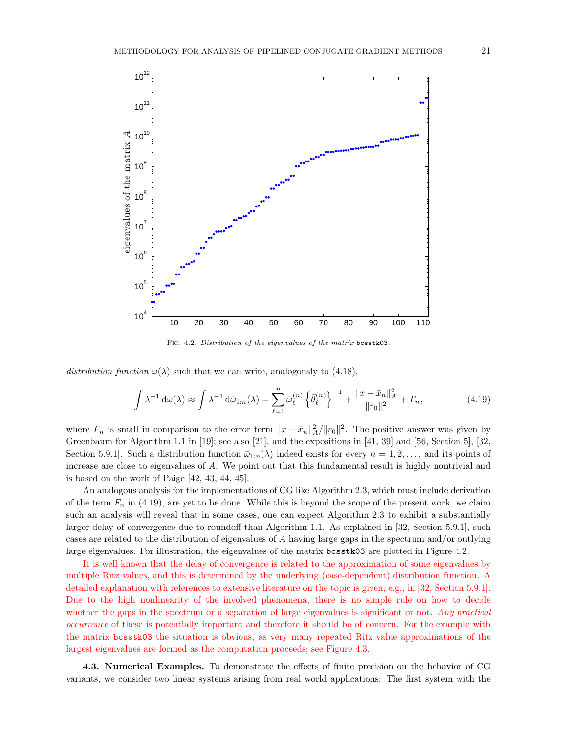Fig. 4.2. *Distribution of the eigenvalues of the matrix* `bcsstk03`.

*distribution function* $\omega(\lambda)$ such that we can write, analogously to (4.18),

$$\int \lambda^{-1}\,\mathrm{d}\omega(\lambda) \approx \int \lambda^{-1}\,\mathrm{d}\bar{\omega}_{1:n}(\lambda) = \sum_{\ell=1}^{n} \bar{\omega}_{\ell}^{(n)} \left\{\bar{\theta}_{\ell}^{(n)}\right\}^{-1} + \frac{\|x-\bar{x}_n\|_A^2}{\|r_0\|^2} + F_n, \tag{4.19}$$

where $F_n$ is small in comparison to the error term $\|x-\bar{x}_n\|_A^2/\|r_0\|^2$. The positive answer was given by Greenbaum for Algorithm 1.1 in [19]; see also [21], and the expositions in [41, 39] and [56, Section 5], [32, Section 5.9.1]. Such a distribution function $\bar{\omega}_{1:n}(\lambda)$ indeed exists for every $n = 1, 2, \ldots$, and its points of increase are close to eigenvalues of $A$. We point out that this fundamental result is highly nontrivial and is based on the work of Paige [42, 43, 44, 45].

An analogous analysis for the implementations of CG like Algorithm 2.3, which must include derivation of the term $F_n$ in (4.19), are yet to be done. While this is beyond the scope of the present work, we claim such an analysis will reveal that in some cases, one can expect Algorithm 2.3 to exhibit a substantially larger delay of convergence due to roundoff than Algorithm 1.1. As explained in [32, Section 5.9.1], such cases are related to the distribution of eigenvalues of $A$ having large gaps in the spectrum and/or outlying large eigenvalues. For illustration, the eigenvalues of the matrix `bcsstk03` are plotted in Figure 4.2.

It is well known that the delay of convergence is related to the approximation of some eigenvalues by multiple Ritz values, and this is determined by the underlying (case-dependent) distribution function. A detailed explanation with references to extensive literature on the topic is given, e.g., in [32, Section 5.9.1]. Due to the high nonlinearity of the involved phenomena, there is no simple rule on how to decide whether the gaps in the spectrum or a separation of large eigenvalues is significant or not. *Any practical occurrence* of these is potentially important and therefore it should be of concern. For the example with the matrix `bcsstk03` the situation is obvious, as very many repeated Ritz value approximations of the largest eigenvalues are formed as the computation proceeds; see Figure 4.3.

**4.3. Numerical Examples.** To demonstrate the effects of finite precision on the behavior of CG variants, we consider two linear systems arising from real world applications: The first system with the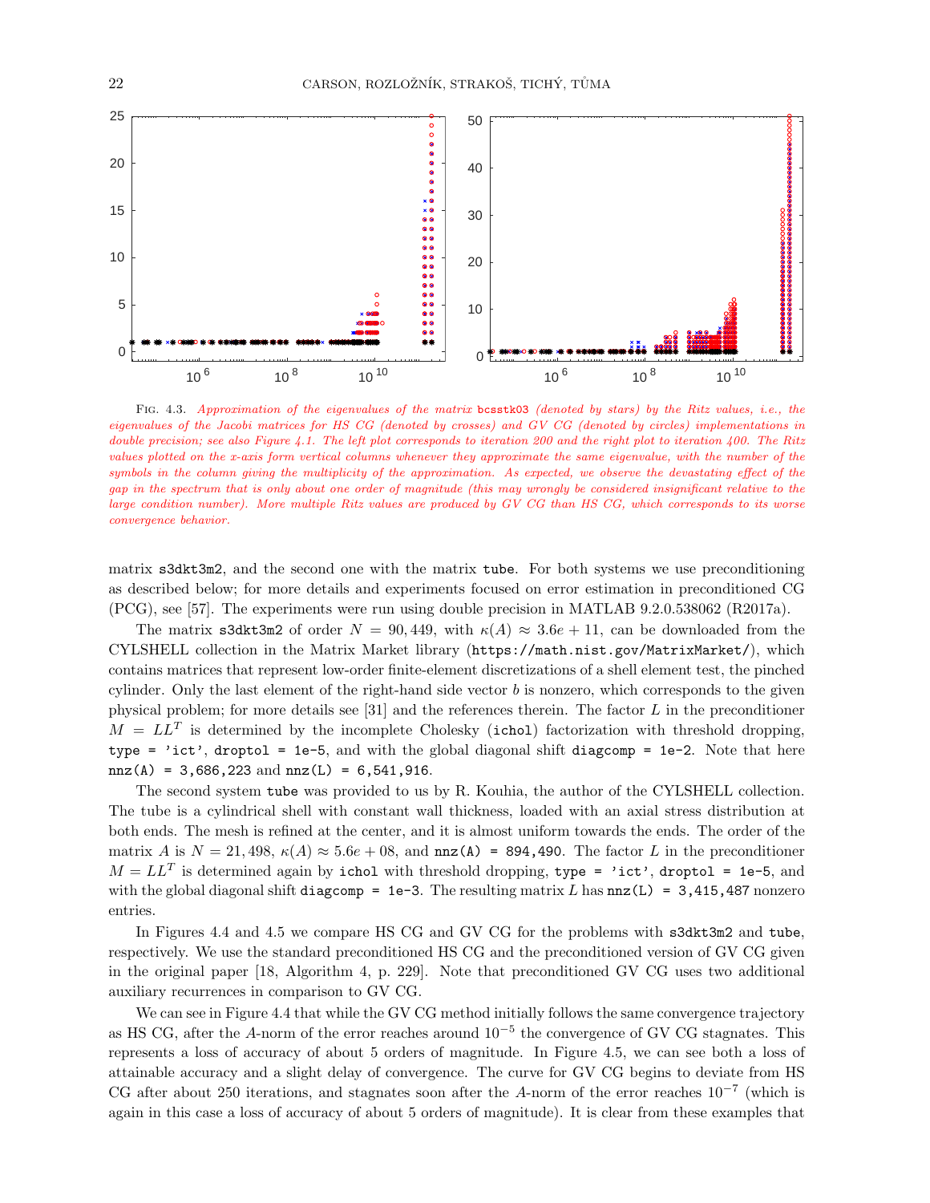Fig. 4.3. *Approximation of the eigenvalues of the matrix* `bcsstk03` *(denoted by stars) by the Ritz values, i.e., the eigenvalues of the Jacobi matrices for HS CG (denoted by crosses) and GV CG (denoted by circles) implementations in double precision; see also Figure 4.1. The left plot corresponds to iteration 200 and the right plot to iteration 400. The Ritz values plotted on the x-axis form vertical columns whenever they approximate the same eigenvalue, with the number of the symbols in the column giving the multiplicity of the approximation. As expected, we observe the devastating effect of the gap in the spectrum that is only about one order of magnitude (this may wrongly be considered insignificant relative to the large condition number). More multiple Ritz values are produced by GV CG than HS CG, which corresponds to its worse convergence behavior.*

matrix `s3dkt3m2`, and the second one with the matrix `tube`. For both systems we use preconditioning as described below; for more details and experiments focused on error estimation in preconditioned CG (PCG), see [57]. The experiments were run using double precision in MATLAB 9.2.0.538062 (R2017a).

The matrix `s3dkt3m2` of order $N = 90,449$, with $\kappa(A) \approx 3.6e+11$, can be downloaded from the CYLSHELL collection in the Matrix Market library (`https://math.nist.gov/MatrixMarket/`), which contains matrices that represent low-order finite-element discretizations of a shell element test, the pinched cylinder. Only the last element of the right-hand side vector $b$ is nonzero, which corresponds to the given physical problem; for more details see [31] and the references therein. The factor $L$ in the preconditioner $M = LL^T$ is determined by the incomplete Cholesky (`ichol`) factorization with threshold dropping, `type = 'ict'`, `droptol = 1e-5`, and with the global diagonal shift `diagcomp = 1e-2`. Note that here `nnz(A) = 3,686,223` and `nnz(L) = 6,541,916`.

The second system `tube` was provided to us by R. Kouhia, the author of the CYLSHELL collection. The tube is a cylindrical shell with constant wall thickness, loaded with an axial stress distribution at both ends. The mesh is refined at the center, and it is almost uniform towards the ends. The order of the matrix $A$ is $N = 21,498$, $\kappa(A) \approx 5.6e+08$, and `nnz(A) = 894,490`. The factor $L$ in the preconditioner $M = LL^T$ is determined again by `ichol` with threshold dropping, `type = 'ict'`, `droptol = 1e-5`, and with the global diagonal shift `diagcomp = 1e-3`. The resulting matrix $L$ has `nnz(L) = 3,415,487` nonzero entries.

In Figures 4.4 and 4.5 we compare HS CG and GV CG for the problems with `s3dkt3m2` and `tube`, respectively. We use the standard preconditioned HS CG and the preconditioned version of GV CG given in the original paper [18, Algorithm 4, p. 229]. Note that preconditioned GV CG uses two additional auxiliary recurrences in comparison to GV CG.

We can see in Figure 4.4 that while the GV CG method initially follows the same convergence trajectory as HS CG, after the $A$-norm of the error reaches around $10^{-5}$ the convergence of GV CG stagnates. This represents a loss of accuracy of about 5 orders of magnitude. In Figure 4.5, we can see both a loss of attainable accuracy and a slight delay of convergence. The curve for GV CG begins to deviate from HS CG after about 250 iterations, and stagnates soon after the $A$-norm of the error reaches $10^{-7}$ (which is again in this case a loss of accuracy of about 5 orders of magnitude). It is clear from these examples that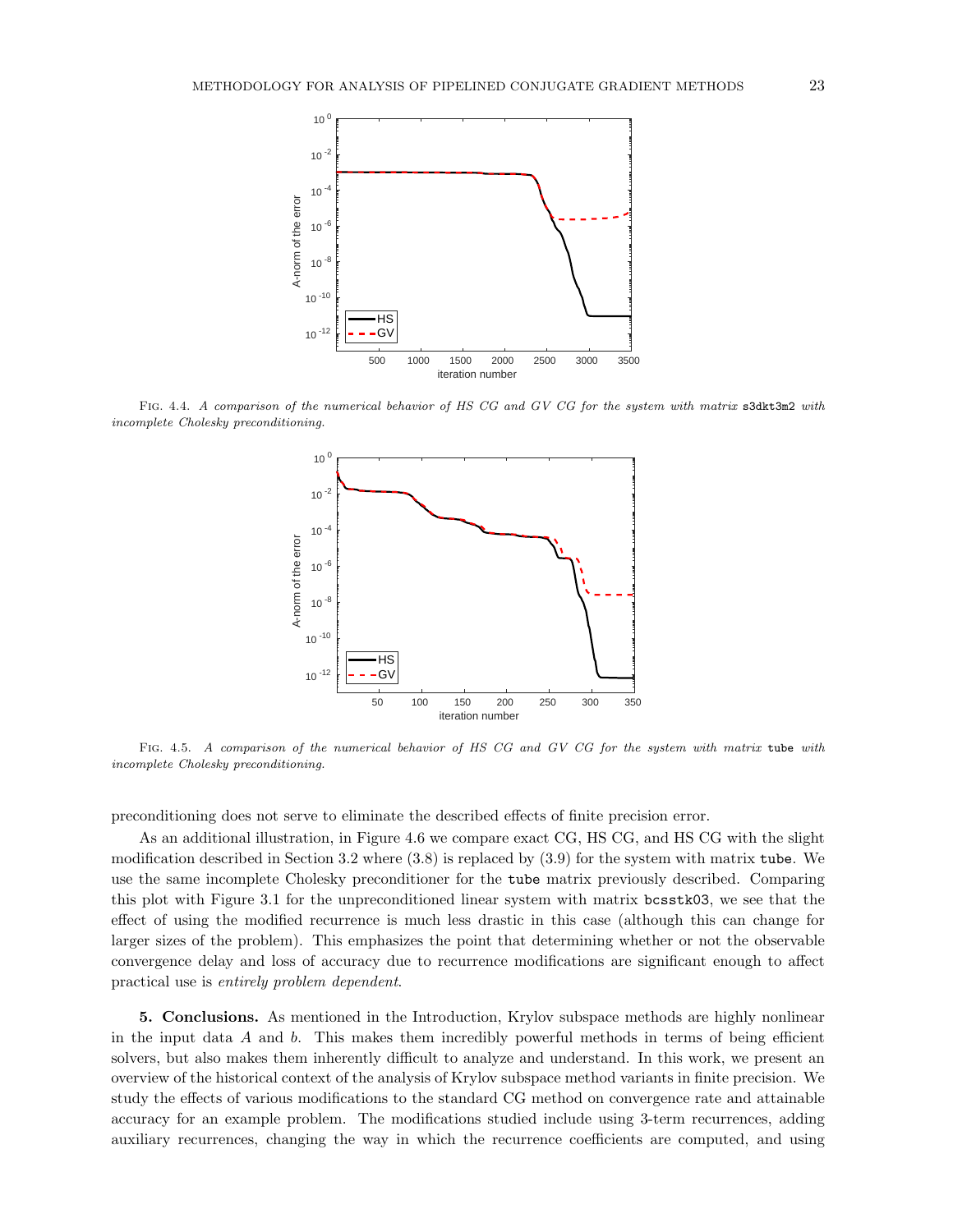FIG. 4.4. *A comparison of the numerical behavior of HS CG and GV CG for the system with matrix* `s3dkt3m2` *with incomplete Cholesky preconditioning.*

FIG. 4.5. *A comparison of the numerical behavior of HS CG and GV CG for the system with matrix* `tube` *with incomplete Cholesky preconditioning.*

preconditioning does not serve to eliminate the described effects of finite precision error.

As an additional illustration, in Figure 4.6 we compare exact CG, HS CG, and HS CG with the slight modification described in Section 3.2 where (3.8) is replaced by (3.9) for the system with matrix `tube`. We use the same incomplete Cholesky preconditioner for the `tube` matrix previously described. Comparing this plot with Figure 3.1 for the unpreconditioned linear system with matrix `bcsstk03`, we see that the effect of using the modified recurrence is much less drastic in this case (although this can change for larger sizes of the problem). This emphasizes the point that determining whether or not the observable convergence delay and loss of accuracy due to recurrence modifications are significant enough to affect practical use is *entirely problem dependent*.

**5. Conclusions.** As mentioned in the Introduction, Krylov subspace methods are highly nonlinear in the input data $A$ and $b$. This makes them incredibly powerful methods in terms of being efficient solvers, but also makes them inherently difficult to analyze and understand. In this work, we present an overview of the historical context of the analysis of Krylov subspace method variants in finite precision. We study the effects of various modifications to the standard CG method on convergence rate and attainable accuracy for an example problem. The modifications studied include using 3-term recurrences, adding auxiliary recurrences, changing the way in which the recurrence coefficients are computed, and using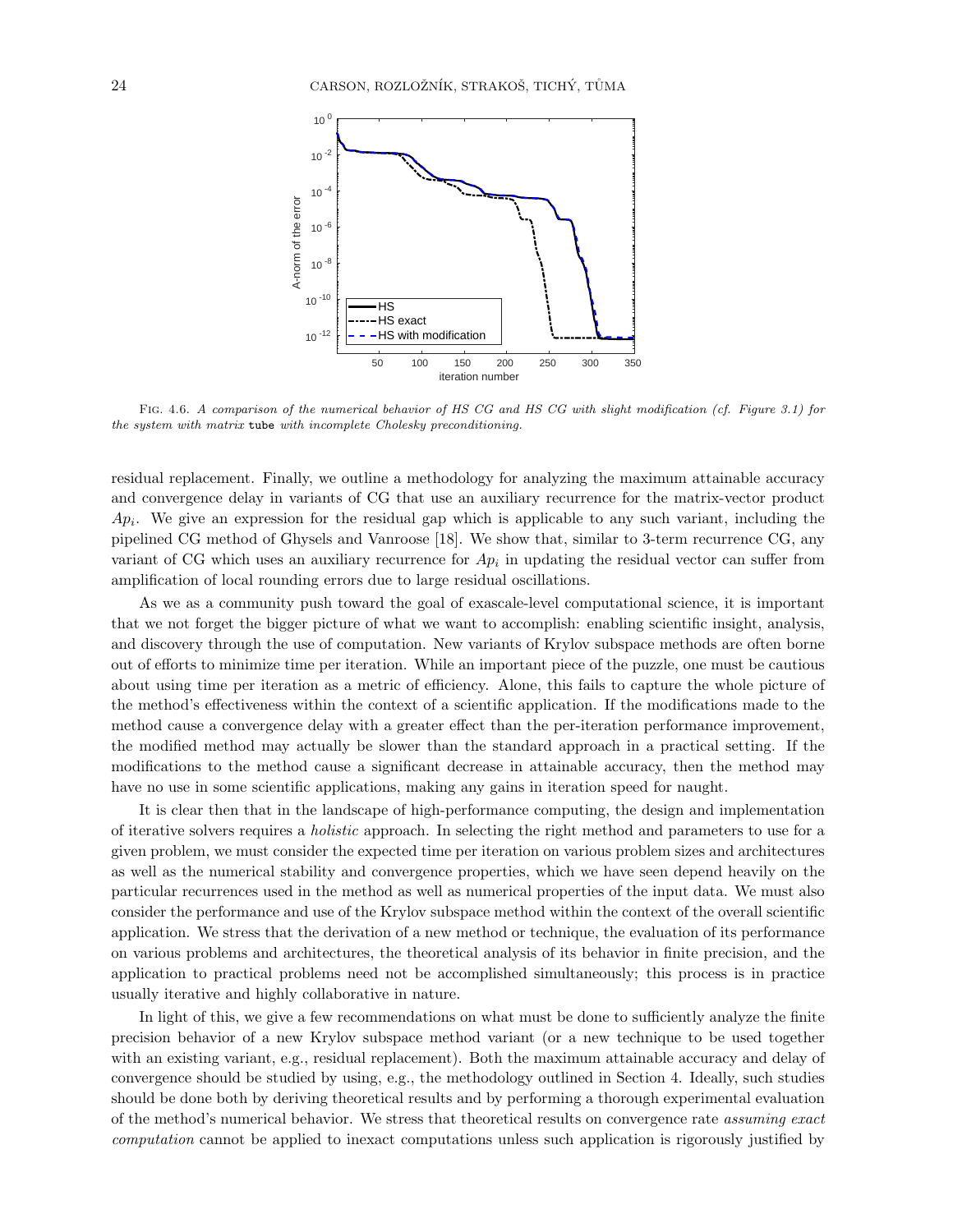A-norm of the error

$10^{0}$

$10^{-2}$

$10^{-4}$

$10^{-6}$

$10^{-8}$

$10^{-10}$

$10^{-12}$

50 100 150 200 250 300 350

iteration number

HS

HS exact

HS with modification

Fig. 4.6. *A comparison of the numerical behavior of HS CG and HS CG with slight modification (cf. Figure 3.1) for the system with matrix* `tube` *with incomplete Cholesky preconditioning.*

residual replacement. Finally, we outline a methodology for analyzing the maximum attainable accuracy and convergence delay in variants of CG that use an auxiliary recurrence for the matrix-vector product $Ap_i$. We give an expression for the residual gap which is applicable to any such variant, including the pipelined CG method of Ghysels and Vanroose [18]. We show that, similar to 3-term recurrence CG, any variant of CG which uses an auxiliary recurrence for $Ap_i$ in updating the residual vector can suffer from amplification of local rounding errors due to large residual oscillations.

As we as a community push toward the goal of exascale-level computational science, it is important that we not forget the bigger picture of what we want to accomplish: enabling scientific insight, analysis, and discovery through the use of computation. New variants of Krylov subspace methods are often borne out of efforts to minimize time per iteration. While an important piece of the puzzle, one must be cautious about using time per iteration as a metric of efficiency. Alone, this fails to capture the whole picture of the method's effectiveness within the context of a scientific application. If the modifications made to the method cause a convergence delay with a greater effect than the per-iteration performance improvement, the modified method may actually be slower than the standard approach in a practical setting. If the modifications to the method cause a significant decrease in attainable accuracy, then the method may have no use in some scientific applications, making any gains in iteration speed for naught.

It is clear then that in the landscape of high-performance computing, the design and implementation of iterative solvers requires a *holistic* approach. In selecting the right method and parameters to use for a given problem, we must consider the expected time per iteration on various problem sizes and architectures as well as the numerical stability and convergence properties, which we have seen depend heavily on the particular recurrences used in the method as well as numerical properties of the input data. We must also consider the performance and use of the Krylov subspace method within the context of the overall scientific application. We stress that the derivation of a new method or technique, the evaluation of its performance on various problems and architectures, the theoretical analysis of its behavior in finite precision, and the application to practical problems need not be accomplished simultaneously; this process is in practice usually iterative and highly collaborative in nature.

In light of this, we give a few recommendations on what must be done to sufficiently analyze the finite precision behavior of a new Krylov subspace method variant (or a new technique to be used together with an existing variant, e.g., residual replacement). Both the maximum attainable accuracy and delay of convergence should be studied by using, e.g., the methodology outlined in Section 4. Ideally, such studies should be done both by deriving theoretical results and by performing a thorough experimental evaluation of the method's numerical behavior. We stress that theoretical results on convergence rate *assuming exact computation* cannot be applied to inexact computations unless such application is rigorously justified by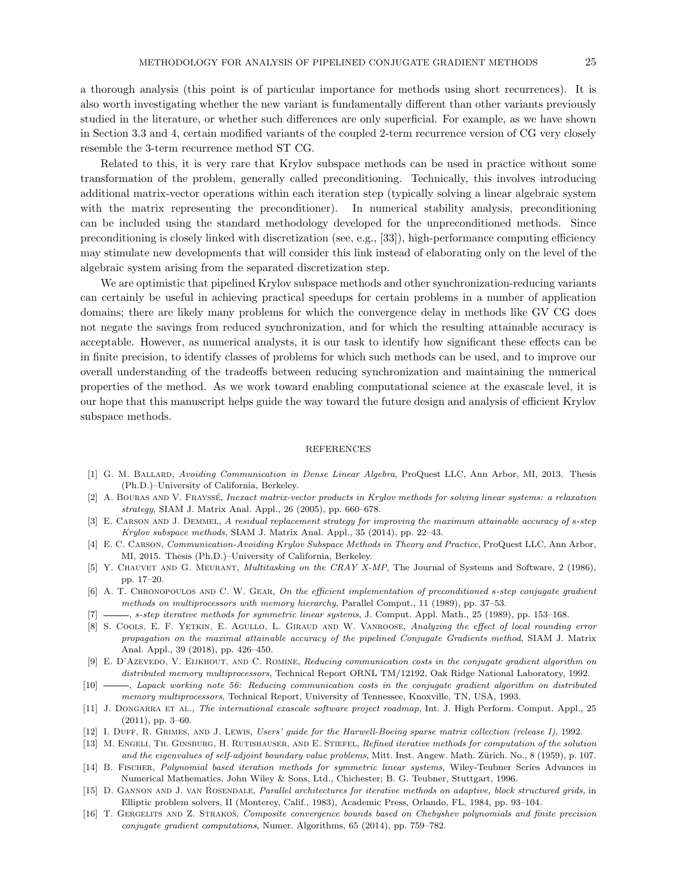a thorough analysis (this point is of particular importance for methods using short recurrences). It is also worth investigating whether the new variant is fundamentally different than other variants previously studied in the literature, or whether such differences are only superficial. For example, as we have shown in Section 3.3 and 4, certain modified variants of the coupled 2-term recurrence version of CG very closely resemble the 3-term recurrence method ST CG.

Related to this, it is very rare that Krylov subspace methods can be used in practice without some transformation of the problem, generally called preconditioning. Technically, this involves introducing additional matrix-vector operations within each iteration step (typically solving a linear algebraic system with the matrix representing the preconditioner). In numerical stability analysis, preconditioning can be included using the standard methodology developed for the unpreconditioned methods. Since preconditioning is closely linked with discretization (see, e.g., [33]), high-performance computing efficiency may stimulate new developments that will consider this link instead of elaborating only on the level of the algebraic system arising from the separated discretization step.

We are optimistic that pipelined Krylov subspace methods and other synchronization-reducing variants can certainly be useful in achieving practical speedups for certain problems in a number of application domains; there are likely many problems for which the convergence delay in methods like GV CG does not negate the savings from reduced synchronization, and for which the resulting attainable accuracy is acceptable. However, as numerical analysts, it is our task to identify how significant these effects can be in finite precision, to identify classes of problems for which such methods can be used, and to improve our overall understanding of the tradeoffs between reducing synchronization and maintaining the numerical properties of the method. As we work toward enabling computational science at the exascale level, it is our hope that this manuscript helps guide the way toward the future design and analysis of efficient Krylov subspace methods.

## REFERENCES

[1] G. M. Ballard, *Avoiding Communication in Dense Linear Algebra*, ProQuest LLC, Ann Arbor, MI, 2013. Thesis (Ph.D.)–University of California, Berkeley.

[2] A. Bouras and V. Frayssé, *Inexact matrix-vector products in Krylov methods for solving linear systems: a relaxation strategy*, SIAM J. Matrix Anal. Appl., 26 (2005), pp. 660–678.

[3] E. Carson and J. Demmel, *A residual replacement strategy for improving the maximum attainable accuracy of s-step Krylov subspace methods*, SIAM J. Matrix Anal. Appl., 35 (2014), pp. 22–43.

[4] E. C. Carson, *Communication-Avoiding Krylov Subspace Methods in Theory and Practice*, ProQuest LLC, Ann Arbor, MI, 2015. Thesis (Ph.D.)–University of California, Berkeley.

[5] Y. Chauvet and G. Meurant, *Multitasking on the CRAY X-MP*, The Journal of Systems and Software, 2 (1986), pp. 17–20.

[6] A. T. Chronopoulos and C. W. Gear, *On the efficient implementation of preconditioned s-step conjugate gradient methods on multiprocessors with memory hierarchy*, Parallel Comput., 11 (1989), pp. 37–53.

[7] ———, *s-step iterative methods for symmetric linear systems*, J. Comput. Appl. Math., 25 (1989), pp. 153–168.

[8] S. Cools, E. F. Yetkin, E. Agullo, L. Giraud and W. Vanroose, *Analyzing the effect of local rounding error propagation on the maximal attainable accuracy of the pipelined Conjugate Gradients method*, SIAM J. Matrix Anal. Appl., 39 (2018), pp. 426–450.

[9] E. D'Azevedo, V. Eijkhout, and C. Romine, *Reducing communication costs in the conjugate gradient algorithm on distributed memory multiprocessors*, Technical Report ORNL TM/12192, Oak Ridge National Laboratory, 1992.

[10] ———, *Lapack working note 56: Reducing communication costs in the conjugate gradient algorithm on distributed memory multiprocessors*, Technical Report, University of Tennessee, Knoxville, TN, USA, 1993.

[11] J. Dongarra et al., *The international exascale software project roadmap*, Int. J. High Perform. Comput. Appl., 25 (2011), pp. 3–60.

[12] I. Duff, R. Grimes, and J. Lewis, *Users' guide for the Harwell-Boeing sparse matrix collection (release I)*, 1992.

[13] M. Engeli, Th. Ginsburg, H. Rutishauser, and E. Stiefel, *Refined iterative methods for computation of the solution and the eigenvalues of self-adjoint boundary value problems*, Mitt. Inst. Angew. Math. Zürich. No., 8 (1959), p. 107.

[14] B. Fischer, *Polynomial based iteration methods for symmetric linear systems*, Wiley-Teubner Series Advances in Numerical Mathematics, John Wiley & Sons, Ltd., Chichester; B. G. Teubner, Stuttgart, 1996.

[15] D. Gannon and J. van Rosendale, *Parallel architectures for iterative methods on adaptive, block structured grids*, in Elliptic problem solvers, II (Monterey, Calif., 1983), Academic Press, Orlando, FL, 1984, pp. 93–104.

[16] T. Gergelits and Z. Strakoš, *Composite convergence bounds based on Chebyshev polynomials and finite precision conjugate gradient computations*, Numer. Algorithms, 65 (2014), pp. 759–782.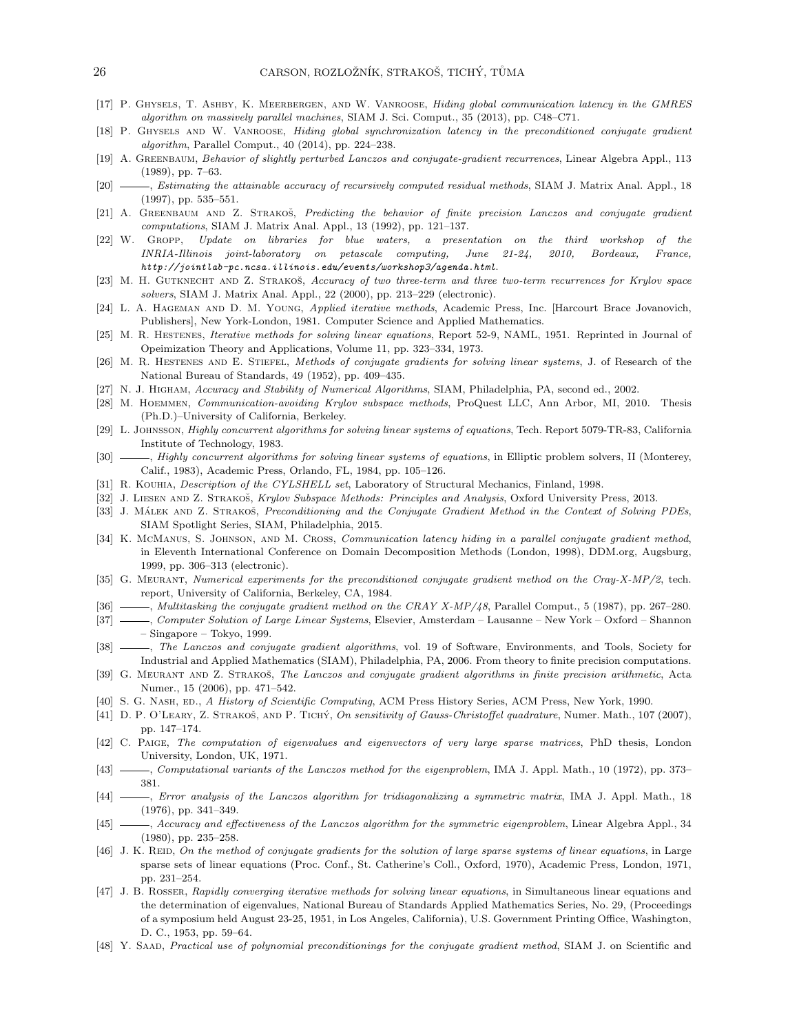[17] P. Ghysels, T. Ashby, K. Meerbergen, and W. Vanroose, *Hiding global communication latency in the GMRES algorithm on massively parallel machines*, SIAM J. Sci. Comput., 35 (2013), pp. C48–C71.

[18] P. Ghysels and W. Vanroose, *Hiding global synchronization latency in the preconditioned conjugate gradient algorithm*, Parallel Comput., 40 (2014), pp. 224–238.

[19] A. Greenbaum, *Behavior of slightly perturbed Lanczos and conjugate-gradient recurrences*, Linear Algebra Appl., 113 (1989), pp. 7–63.

[20] ———, *Estimating the attainable accuracy of recursively computed residual methods*, SIAM J. Matrix Anal. Appl., 18 (1997), pp. 535–551.

[21] A. Greenbaum and Z. Strakoš, *Predicting the behavior of finite precision Lanczos and conjugate gradient computations*, SIAM J. Matrix Anal. Appl., 13 (1992), pp. 121–137.

[22] W. Gropp, *Update on libraries for blue waters, a presentation on the third workshop of the INRIA-Illinois joint-laboratory on petascale computing, June 21-24, 2010, Bordeaux, France, http://jointlab-pc.ncsa.illinois.edu/events/workshop3/agenda.html*.

[23] M. H. Gutknecht and Z. Strakoš, *Accuracy of two three-term and three two-term recurrences for Krylov space solvers*, SIAM J. Matrix Anal. Appl., 22 (2000), pp. 213–229 (electronic).

[24] L. A. Hageman and D. M. Young, *Applied iterative methods*, Academic Press, Inc. [Harcourt Brace Jovanovich, Publishers], New York-London, 1981. Computer Science and Applied Mathematics.

[25] M. R. Hestenes, *Iterative methods for solving linear equations*, Report 52-9, NAML, 1951. Reprinted in Journal of Opeimization Theory and Applications, Volume 11, pp. 323–334, 1973.

[26] M. R. Hestenes and E. Stiefel, *Methods of conjugate gradients for solving linear systems*, J. of Research of the National Bureau of Standards, 49 (1952), pp. 409–435.

[27] N. J. Higham, *Accuracy and Stability of Numerical Algorithms*, SIAM, Philadelphia, PA, second ed., 2002.

[28] M. Hoemmen, *Communication-avoiding Krylov subspace methods*, ProQuest LLC, Ann Arbor, MI, 2010. Thesis (Ph.D.)–University of California, Berkeley.

[29] L. Johnsson, *Highly concurrent algorithms for solving linear systems of equations*, Tech. Report 5079-TR-83, California Institute of Technology, 1983.

[30] ———, *Highly concurrent algorithms for solving linear systems of equations*, in Elliptic problem solvers, II (Monterey, Calif., 1983), Academic Press, Orlando, FL, 1984, pp. 105–126.

[31] R. Kouhia, *Description of the CYLSHELL set*, Laboratory of Structural Mechanics, Finland, 1998.

[32] J. Liesen and Z. Strakoš, *Krylov Subspace Methods: Principles and Analysis*, Oxford University Press, 2013.

[33] J. Málek and Z. Strakoš, *Preconditioning and the Conjugate Gradient Method in the Context of Solving PDEs*, SIAM Spotlight Series, SIAM, Philadelphia, 2015.

[34] K. McManus, S. Johnson, and M. Cross, *Communication latency hiding in a parallel conjugate gradient method*, in Eleventh International Conference on Domain Decomposition Methods (London, 1998), DDM.org, Augsburg, 1999, pp. 306–313 (electronic).

[35] G. Meurant, *Numerical experiments for the preconditioned conjugate gradient method on the Cray-X-MP/2*, tech. report, University of California, Berkeley, CA, 1984.

[36] ———, *Multitasking the conjugate gradient method on the CRAY X-MP/48*, Parallel Comput., 5 (1987), pp. 267–280.

[37] ———, *Computer Solution of Large Linear Systems*, Elsevier, Amsterdam – Lausanne – New York – Oxford – Shannon – Singapore – Tokyo, 1999.

[38] ———, *The Lanczos and conjugate gradient algorithms*, vol. 19 of Software, Environments, and Tools, Society for Industrial and Applied Mathematics (SIAM), Philadelphia, PA, 2006. From theory to finite precision computations.

[39] G. Meurant and Z. Strakoš, *The Lanczos and conjugate gradient algorithms in finite precision arithmetic*, Acta Numer., 15 (2006), pp. 471–542.

[40] S. G. Nash, ed., *A History of Scientific Computing*, ACM Press History Series, ACM Press, New York, 1990.

[41] D. P. O'Leary, Z. Strakoš, and P. Tichý, *On sensitivity of Gauss-Christoffel quadrature*, Numer. Math., 107 (2007), pp. 147–174.

[42] C. Paige, *The computation of eigenvalues and eigenvectors of very large sparse matrices*, PhD thesis, London University, London, UK, 1971.

[43] ———, *Computational variants of the Lanczos method for the eigenproblem*, IMA J. Appl. Math., 10 (1972), pp. 373–381.

[44] ———, *Error analysis of the Lanczos algorithm for tridiagonalizing a symmetric matrix*, IMA J. Appl. Math., 18 (1976), pp. 341–349.

[45] ———, *Accuracy and effectiveness of the Lanczos algorithm for the symmetric eigenproblem*, Linear Algebra Appl., 34 (1980), pp. 235–258.

[46] J. K. Reid, *On the method of conjugate gradients for the solution of large sparse systems of linear equations*, in Large sparse sets of linear equations (Proc. Conf., St. Catherine's Coll., Oxford, 1970), Academic Press, London, 1971, pp. 231–254.

[47] J. B. Rosser, *Rapidly converging iterative methods for solving linear equations*, in Simultaneous linear equations and the determination of eigenvalues, National Bureau of Standards Applied Mathematics Series, No. 29, (Proceedings of a symposium held August 23-25, 1951, in Los Angeles, California), U.S. Government Printing Office, Washington, D. C., 1953, pp. 59–64.

[48] Y. Saad, *Practical use of polynomial preconditionings for the conjugate gradient method*, SIAM J. on Scientific and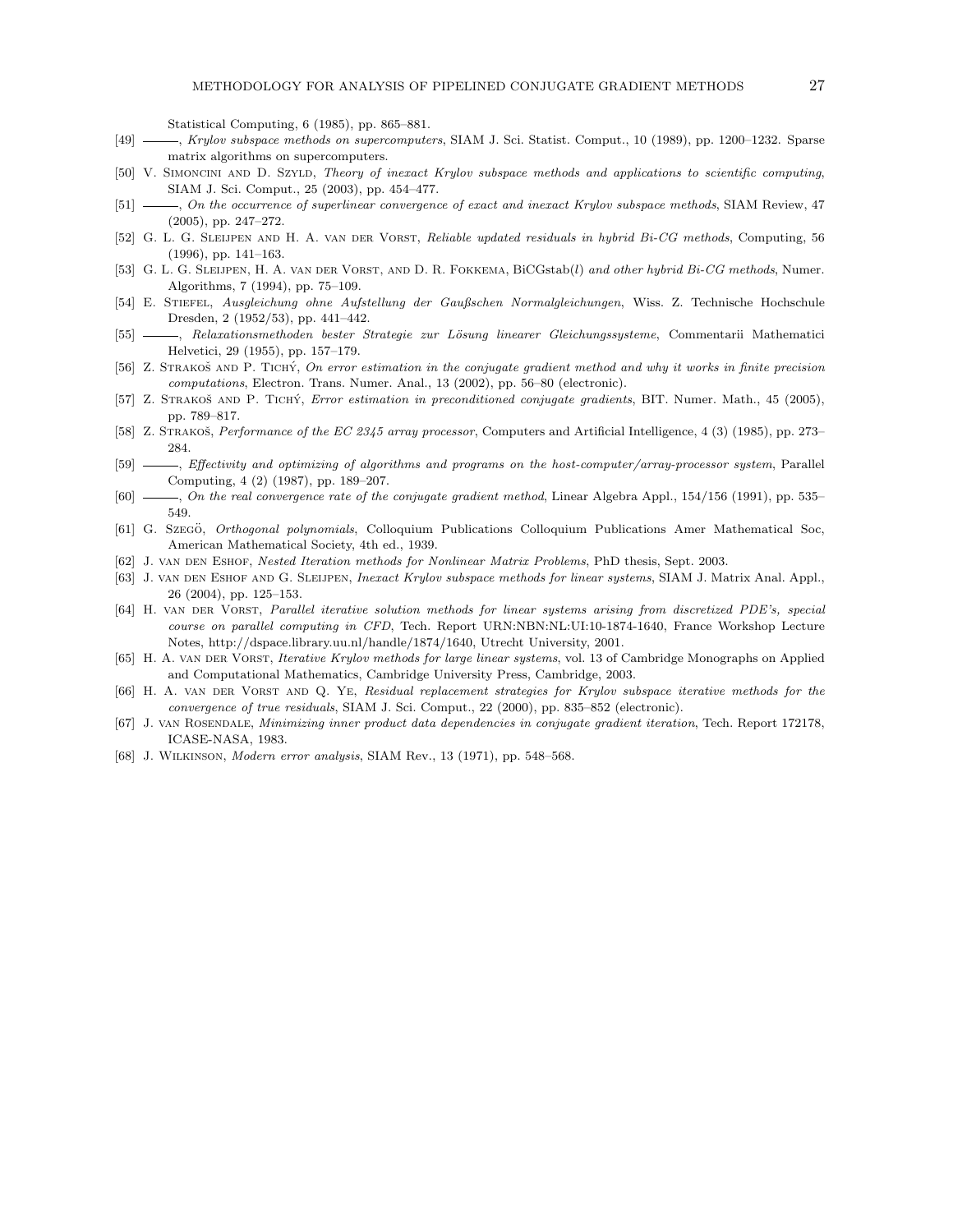Statistical Computing, 6 (1985), pp. 865–881.

[49] ———, *Krylov subspace methods on supercomputers*, SIAM J. Sci. Statist. Comput., 10 (1989), pp. 1200–1232. Sparse matrix algorithms on supercomputers.

[50] V. Simoncini and D. Szyld, *Theory of inexact Krylov subspace methods and applications to scientific computing*, SIAM J. Sci. Comput., 25 (2003), pp. 454–477.

[51] ———, *On the occurrence of superlinear convergence of exact and inexact Krylov subspace methods*, SIAM Review, 47 (2005), pp. 247–272.

[52] G. L. G. Sleijpen and H. A. van der Vorst, *Reliable updated residuals in hybrid Bi-CG methods*, Computing, 56 (1996), pp. 141–163.

[53] G. L. G. Sleijpen, H. A. van der Vorst, and D. R. Fokkema, BiCGstab($l$) *and other hybrid Bi-CG methods*, Numer. Algorithms, 7 (1994), pp. 75–109.

[54] E. Stiefel, *Ausgleichung ohne Aufstellung der Gaußschen Normalgleichungen*, Wiss. Z. Technische Hochschule Dresden, 2 (1952/53), pp. 441–442.

[55] ———, *Relaxationsmethoden bester Strategie zur Lösung linearer Gleichungssysteme*, Commentarii Mathematici Helvetici, 29 (1955), pp. 157–179.

[56] Z. Strakoš and P. Tichý, *On error estimation in the conjugate gradient method and why it works in finite precision computations*, Electron. Trans. Numer. Anal., 13 (2002), pp. 56–80 (electronic).

[57] Z. Strakoš and P. Tichý, *Error estimation in preconditioned conjugate gradients*, BIT. Numer. Math., 45 (2005), pp. 789–817.

[58] Z. Strakoš, *Performance of the EC 2345 array processor*, Computers and Artificial Intelligence, 4 (3) (1985), pp. 273–284.

[59] ———, *Effectivity and optimizing of algorithms and programs on the host-computer/array-processor system*, Parallel Computing, 4 (2) (1987), pp. 189–207.

[60] ———, *On the real convergence rate of the conjugate gradient method*, Linear Algebra Appl., 154/156 (1991), pp. 535–549.

[61] G. Szegö, *Orthogonal polynomials*, Colloquium Publications Colloquium Publications Amer Mathematical Soc, American Mathematical Society, 4th ed., 1939.

[62] J. van den Eshof, *Nested Iteration methods for Nonlinear Matrix Problems*, PhD thesis, Sept. 2003.

[63] J. van den Eshof and G. Sleijpen, *Inexact Krylov subspace methods for linear systems*, SIAM J. Matrix Anal. Appl., 26 (2004), pp. 125–153.

[64] H. van der Vorst, *Parallel iterative solution methods for linear systems arising from discretized PDE's, special course on parallel computing in CFD*, Tech. Report URN:NBN:NL:UI:10-1874-1640, France Workshop Lecture Notes, http://dspace.library.uu.nl/handle/1874/1640, Utrecht University, 2001.

[65] H. A. van der Vorst, *Iterative Krylov methods for large linear systems*, vol. 13 of Cambridge Monographs on Applied and Computational Mathematics, Cambridge University Press, Cambridge, 2003.

[66] H. A. van der Vorst and Q. Ye, *Residual replacement strategies for Krylov subspace iterative methods for the convergence of true residuals*, SIAM J. Sci. Comput., 22 (2000), pp. 835–852 (electronic).

[67] J. van Rosendale, *Minimizing inner product data dependencies in conjugate gradient iteration*, Tech. Report 172178, ICASE-NASA, 1983.

[68] J. Wilkinson, *Modern error analysis*, SIAM Rev., 13 (1971), pp. 548–568.